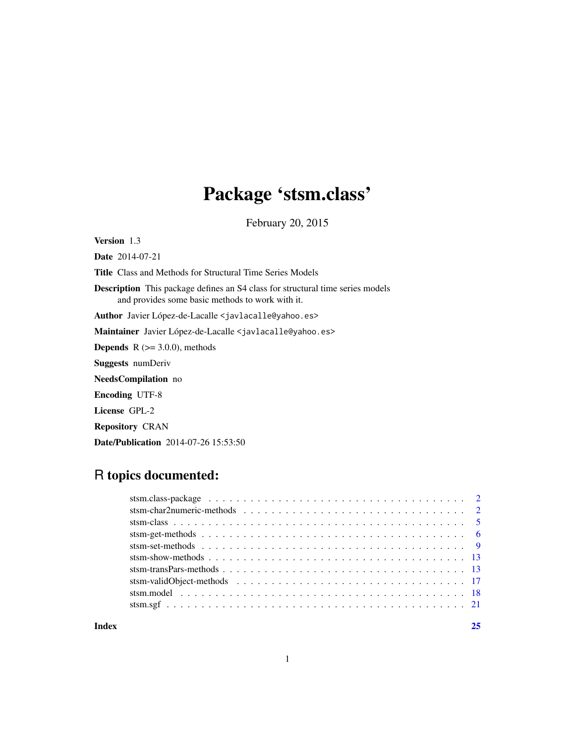# Package 'stsm.class'

February 20, 2015

**Version** 1.3

**Date** 2014-07-21

**Title** Class and Methods for Structural Time Series Models

**Description** This package defines an S4 class for structural time series models and provides some basic methods to work with it.

**Author** Javier López-de-Lacalle <javlacalle@yahoo.es>

**Maintainer** Javier López-de-Lacalle <javlacalle@yahoo.es>

**Depends** R (>= 3.0.0), methods

**Suggests** numDeriv

**NeedsCompilation** no

**Encoding** UTF-8

**License** GPL-2

**Repository** CRAN

**Date/Publication** 2014-07-26 15:53:50

## R topics documented:

- stsm.class-package . . . . . . . . . . . . . . . . . . . . . . . . . . . . . . . . . . . . . . . 2
- stsm-char2numeric-methods . . . . . . . . . . . . . . . . . . . . . . . . . . . . . . . . . 2
- stsm-class . . . . . . . . . . . . . . . . . . . . . . . . . . . . . . . . . . . . . . . . . . . . 5
- stsm-get-methods . . . . . . . . . . . . . . . . . . . . . . . . . . . . . . . . . . . . . . . 6
- stsm-set-methods . . . . . . . . . . . . . . . . . . . . . . . . . . . . . . . . . . . . . . . 9
- stsm-show-methods . . . . . . . . . . . . . . . . . . . . . . . . . . . . . . . . . . . . . . 13
- stsm-transPars-methods . . . . . . . . . . . . . . . . . . . . . . . . . . . . . . . . . . . . 13
- stsm-validObject-methods . . . . . . . . . . . . . . . . . . . . . . . . . . . . . . . . . . 17
- stsm.model . . . . . . . . . . . . . . . . . . . . . . . . . . . . . . . . . . . . . . . . . . . 18
- stsm.sgf . . . . . . . . . . . . . . . . . . . . . . . . . . . . . . . . . . . . . . . . . . . . 21

**Index** 25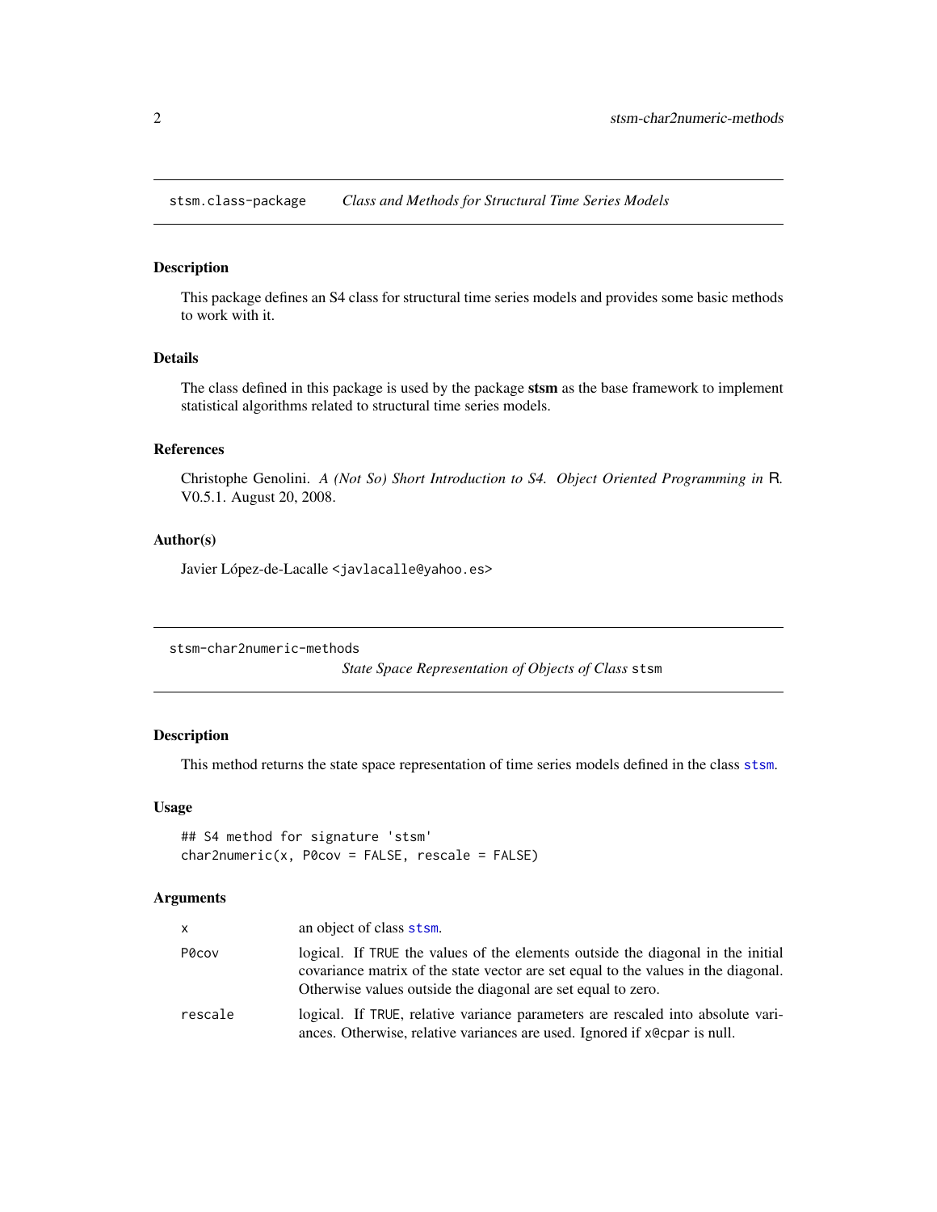## stsm.class-package — *Class and Methods for Structural Time Series Models*

### Description

This package defines an S4 class for structural time series models and provides some basic methods to work with it.

### Details

The class defined in this package is used by the package **stsm** as the base framework to implement statistical algorithms related to structural time series models.

### References

Christophe Genolini. *A (Not So) Short Introduction to S4. Object Oriented Programming in* R. V0.5.1. August 20, 2008.

### Author(s)

Javier López-de-Lacalle <javlacalle@yahoo.es>

## stsm-char2numeric-methods — *State Space Representation of Objects of Class* `stsm`

### Description

This method returns the state space representation of time series models defined in the class `stsm`.

### Usage

```
## S4 method for signature 'stsm'
char2numeric(x, P0cov = FALSE, rescale = FALSE)
```

### Arguments

| | |
|---|---|
| `x` | an object of class `stsm`. |
| `P0cov` | logical. If `TRUE` the values of the elements outside the diagonal in the initial covariance matrix of the state vector are set equal to the values in the diagonal. Otherwise values outside the diagonal are set equal to zero. |
| `rescale` | logical. If `TRUE`, relative variance parameters are rescaled into absolute variances. Otherwise, relative variances are used. Ignored if `x@cpar` is null. |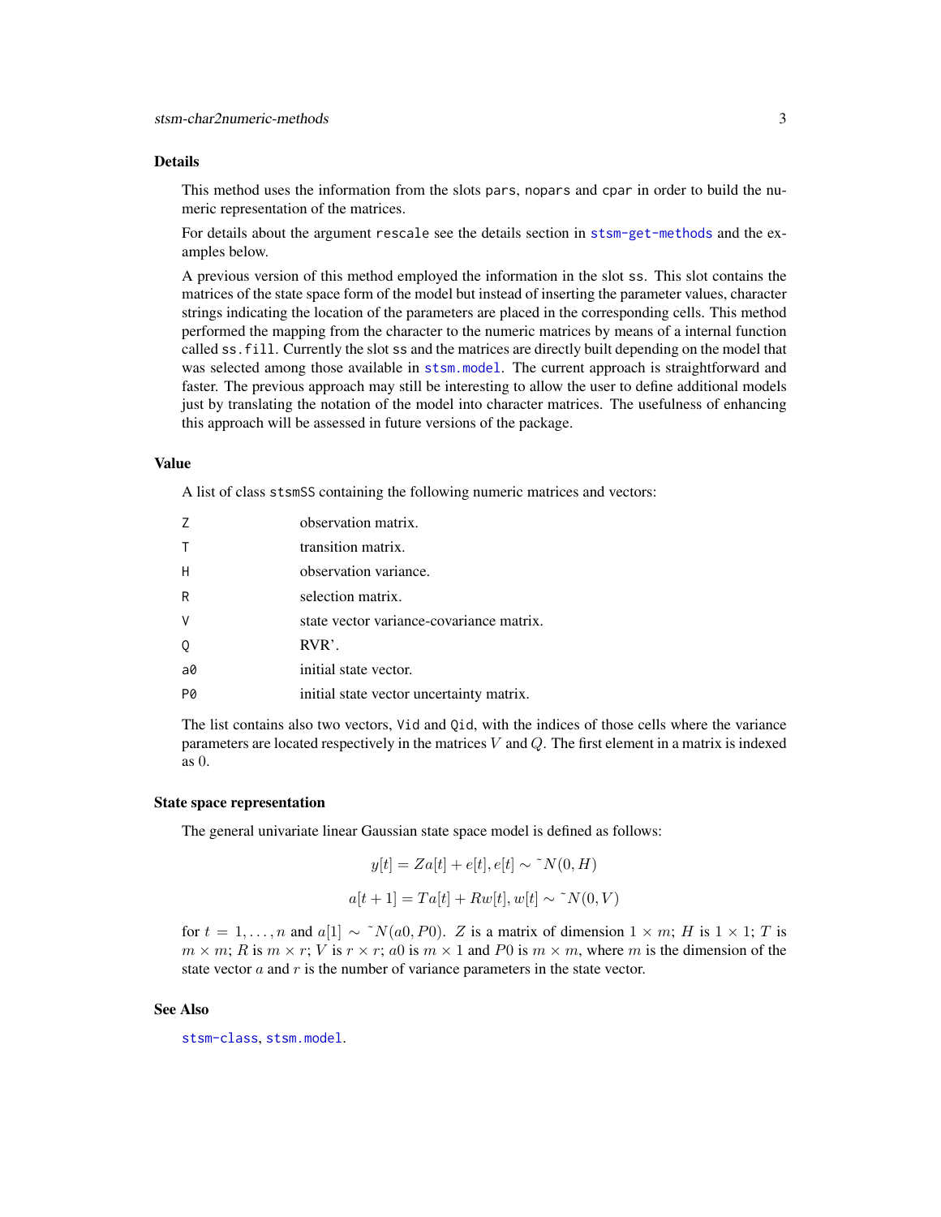## Details

This method uses the information from the slots `pars`, `nopars` and `cpar` in order to build the numeric representation of the matrices.

For details about the argument `rescale` see the details section in `stsm-get-methods` and the examples below.

A previous version of this method employed the information in the slot `ss`. This slot contains the matrices of the state space form of the model but instead of inserting the parameter values, character strings indicating the location of the parameters are placed in the corresponding cells. This method performed the mapping from the character to the numeric matrices by means of a internal function called `ss.fill`. Currently the slot `ss` and the matrices are directly built depending on the model that was selected among those available in `stsm.model`. The current approach is straightforward and faster. The previous approach may still be interesting to allow the user to define additional models just by translating the notation of the model into character matrices. The usefulness of enhancing this approach will be assessed in future versions of the package.

## Value

A list of class `stsmSS` containing the following numeric matrices and vectors:

| | |
|---|---|
| `Z` | observation matrix. |
| `T` | transition matrix. |
| `H` | observation variance. |
| `R` | selection matrix. |
| `V` | state vector variance-covariance matrix. |
| `Q` | RVR'. |
| `a0` | initial state vector. |
| `P0` | initial state vector uncertainty matrix. |

The list contains also two vectors, `Vid` and `Qid`, with the indices of those cells where the variance parameters are located respectively in the matrices $V$ and $Q$. The first element in a matrix is indexed as 0.

## State space representation

The general univariate linear Gaussian state space model is defined as follows:

$$y[t] = Za[t] + e[t], e[t] \sim \tilde{} N(0, H)$$

$$a[t+1] = Ta[t] + Rw[t], w[t] \sim \tilde{} N(0, V)$$

for $t = 1, \ldots, n$ and $a[1] \sim \tilde{} N(a0, P0)$. $Z$ is a matrix of dimension $1 \times m$; $H$ is $1 \times 1$; $T$ is $m \times m$; $R$ is $m \times r$; $V$ is $r \times r$; $a0$ is $m \times 1$ and $P0$ is $m \times m$, where $m$ is the dimension of the state vector $a$ and $r$ is the number of variance parameters in the state vector.

## See Also

`stsm-class`, `stsm.model`.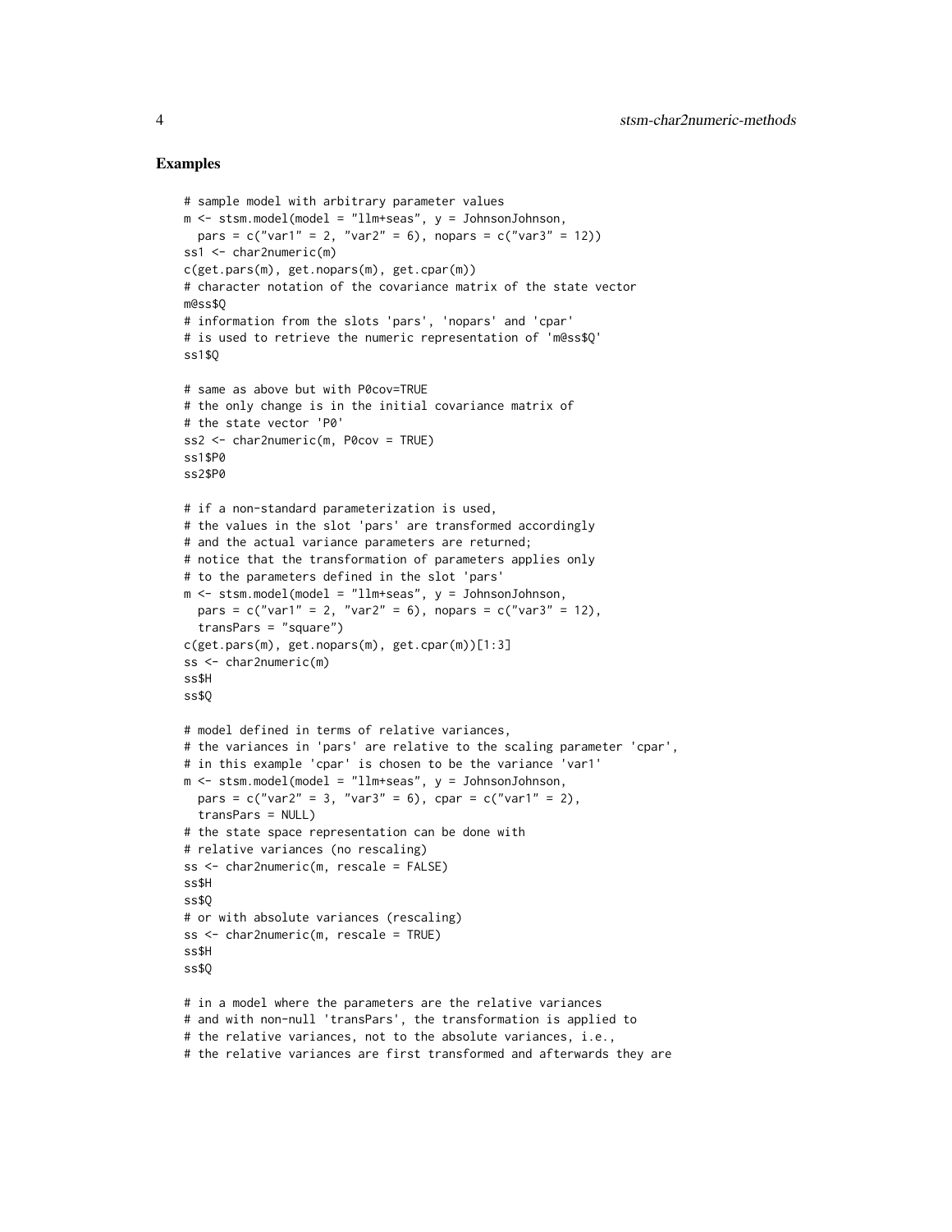## Examples

```
# sample model with arbitrary parameter values
m <- stsm.model(model = "llm+seas", y = JohnsonJohnson,
  pars = c("var1" = 2, "var2" = 6), nopars = c("var3" = 12))
ss1 <- char2numeric(m)
c(get.pars(m), get.nopars(m), get.cpar(m))
# character notation of the covariance matrix of the state vector
m@ss$Q
# information from the slots 'pars', 'nopars' and 'cpar'
# is used to retrieve the numeric representation of 'm@ss$Q'
ss1$Q

# same as above but with P0cov=TRUE
# the only change is in the initial covariance matrix of
# the state vector 'P0'
ss2 <- char2numeric(m, P0cov = TRUE)
ss1$P0
ss2$P0

# if a non-standard parameterization is used,
# the values in the slot 'pars' are transformed accordingly
# and the actual variance parameters are returned;
# notice that the transformation of parameters applies only
# to the parameters defined in the slot 'pars'
m <- stsm.model(model = "llm+seas", y = JohnsonJohnson,
  pars = c("var1" = 2, "var2" = 6), nopars = c("var3" = 12),
  transPars = "square")
c(get.pars(m), get.nopars(m), get.cpar(m))[1:3]
ss <- char2numeric(m)
ss$H
ss$Q

# model defined in terms of relative variances,
# the variances in 'pars' are relative to the scaling parameter 'cpar',
# in this example 'cpar' is chosen to be the variance 'var1'
m <- stsm.model(model = "llm+seas", y = JohnsonJohnson,
  pars = c("var2" = 3, "var3" = 6), cpar = c("var1" = 2),
  transPars = NULL)
# the state space representation can be done with
# relative variances (no rescaling)
ss <- char2numeric(m, rescale = FALSE)
ss$H
ss$Q
# or with absolute variances (rescaling)
ss <- char2numeric(m, rescale = TRUE)
ss$H
ss$Q

# in a model where the parameters are the relative variances
# and with non-null 'transPars', the transformation is applied to
# the relative variances, not to the absolute variances, i.e.,
# the relative variances are first transformed and afterwards they are
```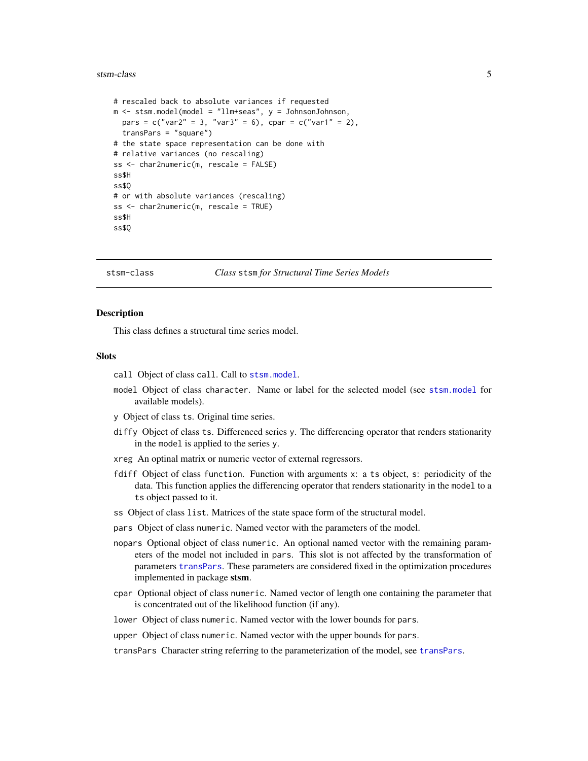```
# rescaled back to absolute variances if requested
m <- stsm.model(model = "llm+seas", y = JohnsonJohnson,
  pars = c("var2" = 3, "var3" = 6), cpar = c("var1" = 2),
  transPars = "square")
# the state space representation can be done with
# relative variances (no rescaling)
ss <- char2numeric(m, rescale = FALSE)
ss$H
ss$Q
# or with absolute variances (rescaling)
ss <- char2numeric(m, rescale = TRUE)
ss$H
ss$Q
```

---

## stsm-class — *Class* `stsm` *for Structural Time Series Models*

### Description

This class defines a structural time series model.

### Slots

- `call` Object of class `call`. Call to `stsm.model`.
- `model` Object of class `character`. Name or label for the selected model (see `stsm.model` for available models).
- `y` Object of class `ts`. Original time series.
- `diffy` Object of class `ts`. Differenced series `y`. The differencing operator that renders stationarity in the `model` is applied to the series `y`.
- `xreg` An optinal matrix or numeric vector of external regressors.
- `fdiff` Object of class `function`. Function with arguments `x`: a `ts` object, `s`: periodicity of the data. This function applies the differencing operator that renders stationarity in the `model` to a `ts` object passed to it.
- `ss` Object of class `list`. Matrices of the state space form of the structural model.
- `pars` Object of class `numeric`. Named vector with the parameters of the model.
- `nopars` Optional object of class `numeric`. An optional named vector with the remaining parameters of the model not included in `pars`. This slot is not affected by the transformation of parameters `transPars`. These parameters are considered fixed in the optimization procedures implemented in package **stsm**.
- `cpar` Optional object of class `numeric`. Named vector of length one containing the parameter that is concentrated out of the likelihood function (if any).
- `lower` Object of class `numeric`. Named vector with the lower bounds for `pars`.
- `upper` Object of class `numeric`. Named vector with the upper bounds for `pars`.
- `transPars` Character string referring to the parameterization of the model, see `transPars`.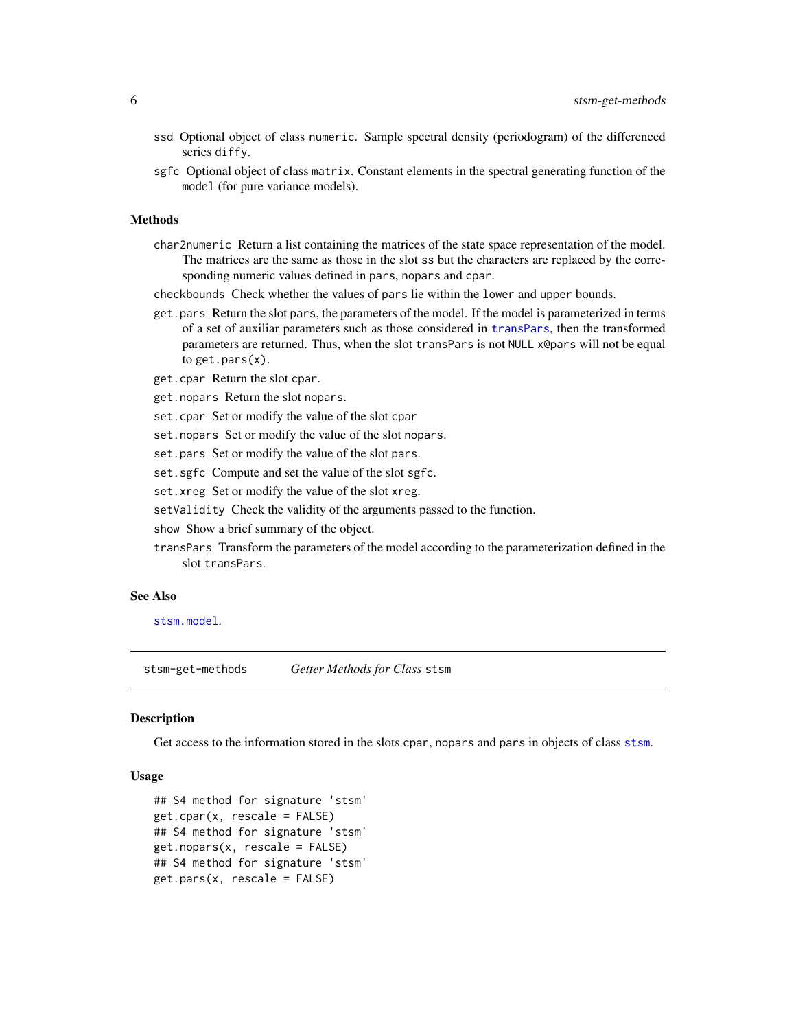ssd Optional object of class `numeric`. Sample spectral density (periodogram) of the differenced series `diffy`.

sgfc Optional object of class `matrix`. Constant elements in the spectral generating function of the `model` (for pure variance models).

### Methods

`char2numeric` Return a list containing the matrices of the state space representation of the model. The matrices are the same as those in the slot `ss` but the characters are replaced by the corresponding numeric values defined in `pars`, `nopars` and `cpar`.

`checkbounds` Check whether the values of `pars` lie within the `lower` and `upper` bounds.

`get.pars` Return the slot `pars`, the parameters of the model. If the model is parameterized in terms of a set of auxiliar parameters such as those considered in `transPars`, then the transformed parameters are returned. Thus, when the slot `transPars` is not `NULL` `x@pars` will not be equal to `get.pars(x)`.

`get.cpar` Return the slot `cpar`.

`get.nopars` Return the slot `nopars`.

`set.cpar` Set or modify the value of the slot `cpar`

`set.nopars` Set or modify the value of the slot `nopars`.

`set.pars` Set or modify the value of the slot `pars`.

`set.sgfc` Compute and set the value of the slot `sgfc`.

`set.xreg` Set or modify the value of the slot `xreg`.

`setValidity` Check the validity of the arguments passed to the function.

`show` Show a brief summary of the object.

`transPars` Transform the parameters of the model according to the parameterization defined in the slot `transPars`.

### See Also

`stsm.model`.

---

## stsm-get-methods *Getter Methods for Class* `stsm`

### Description

Get access to the information stored in the slots `cpar`, `nopars` and `pars` in objects of class `stsm`.

### Usage

```
## S4 method for signature 'stsm'
get.cpar(x, rescale = FALSE)
## S4 method for signature 'stsm'
get.nopars(x, rescale = FALSE)
## S4 method for signature 'stsm'
get.pars(x, rescale = FALSE)
```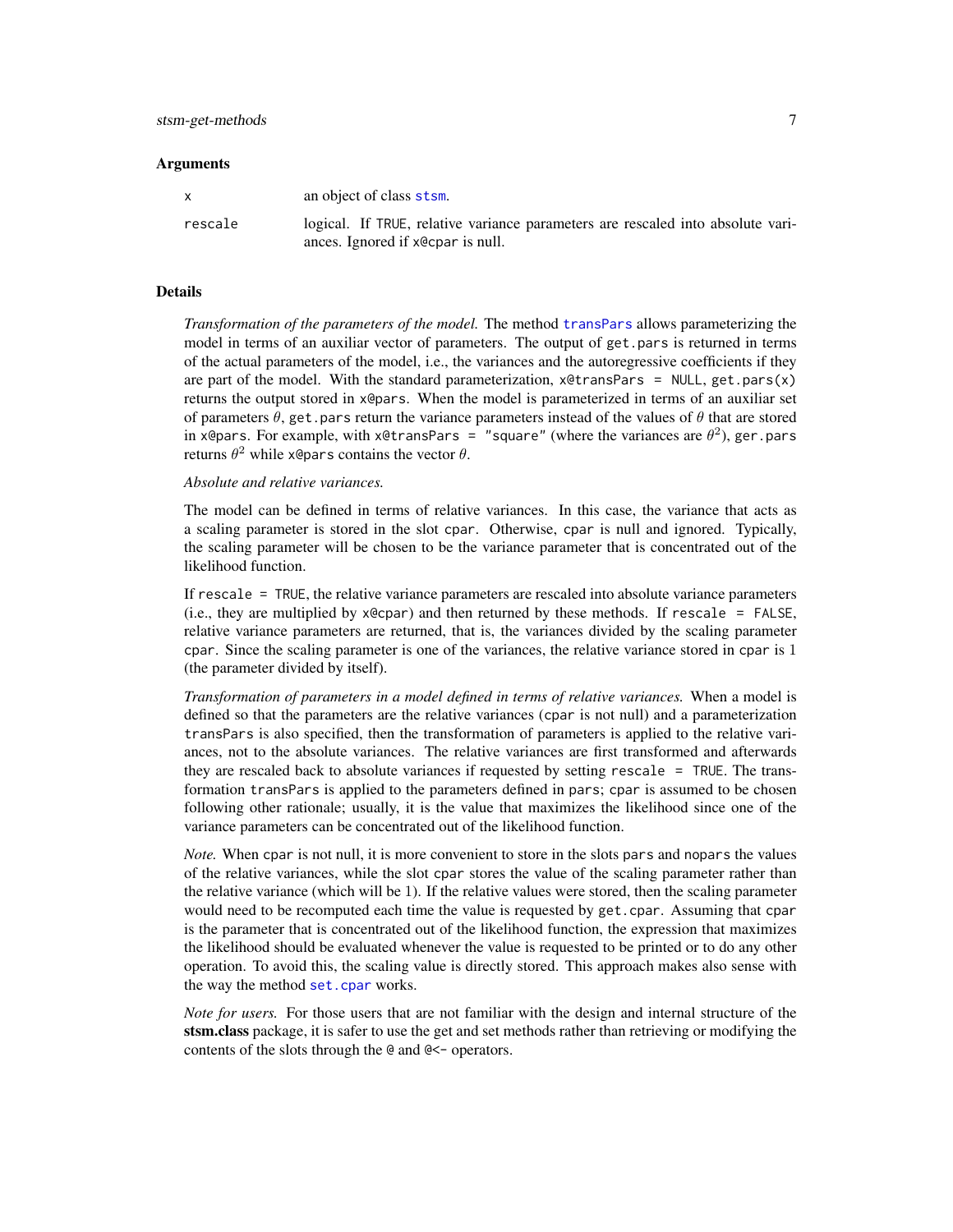### Arguments

| | |
|---|---|
| `x` | an object of class `stsm`. |
| `rescale` | logical. If `TRUE`, relative variance parameters are rescaled into absolute variances. Ignored if `x@cpar` is null. |

### Details

*Transformation of the parameters of the model.* The method `transPars` allows parameterizing the model in terms of an auxiliar vector of parameters. The output of `get.pars` is returned in terms of the actual parameters of the model, i.e., the variances and the autoregressive coefficients if they are part of the model. With the standard parameterization, `x@transPars = NULL`, `get.pars(x)` returns the output stored in `x@pars`. When the model is parameterized in terms of an auxiliar set of parameters $\theta$, `get.pars` return the variance parameters instead of the values of $\theta$ that are stored in `x@pars`. For example, with `x@transPars = "square"` (where the variances are $\theta^2$), `ger.pars` returns $\theta^2$ while `x@pars` contains the vector $\theta$.

*Absolute and relative variances.*

The model can be defined in terms of relative variances. In this case, the variance that acts as a scaling parameter is stored in the slot `cpar`. Otherwise, `cpar` is null and ignored. Typically, the scaling parameter will be chosen to be the variance parameter that is concentrated out of the likelihood function.

If `rescale = TRUE`, the relative variance parameters are rescaled into absolute variance parameters (i.e., they are multiplied by `x@cpar`) and then returned by these methods. If `rescale = FALSE`, relative variance parameters are returned, that is, the variances divided by the scaling parameter `cpar`. Since the scaling parameter is one of the variances, the relative variance stored in `cpar` is 1 (the parameter divided by itself).

*Transformation of parameters in a model defined in terms of relative variances.* When a model is defined so that the parameters are the relative variances (`cpar` is not null) and a parameterization `transPars` is also specified, then the transformation of parameters is applied to the relative variances, not to the absolute variances. The relative variances are first transformed and afterwards they are rescaled back to absolute variances if requested by setting `rescale = TRUE`. The transformation `transPars` is applied to the parameters defined in `pars`; `cpar` is assumed to be chosen following other rationale; usually, it is the value that maximizes the likelihood since one of the variance parameters can be concentrated out of the likelihood function.

*Note.* When `cpar` is not null, it is more convenient to store in the slots `pars` and `nopars` the values of the relative variances, while the slot `cpar` stores the value of the scaling parameter rather than the relative variance (which will be 1). If the relative values were stored, then the scaling parameter would need to be recomputed each time the value is requested by `get.cpar`. Assuming that `cpar` is the parameter that is concentrated out of the likelihood function, the expression that maximizes the likelihood should be evaluated whenever the value is requested to be printed or to do any other operation. To avoid this, the scaling value is directly stored. This approach makes also sense with the way the method `set.cpar` works.

*Note for users.* For those users that are not familiar with the design and internal structure of the **stsm.class** package, it is safer to use the get and set methods rather than retrieving or modifying the contents of the slots through the `@` and `@<-` operators.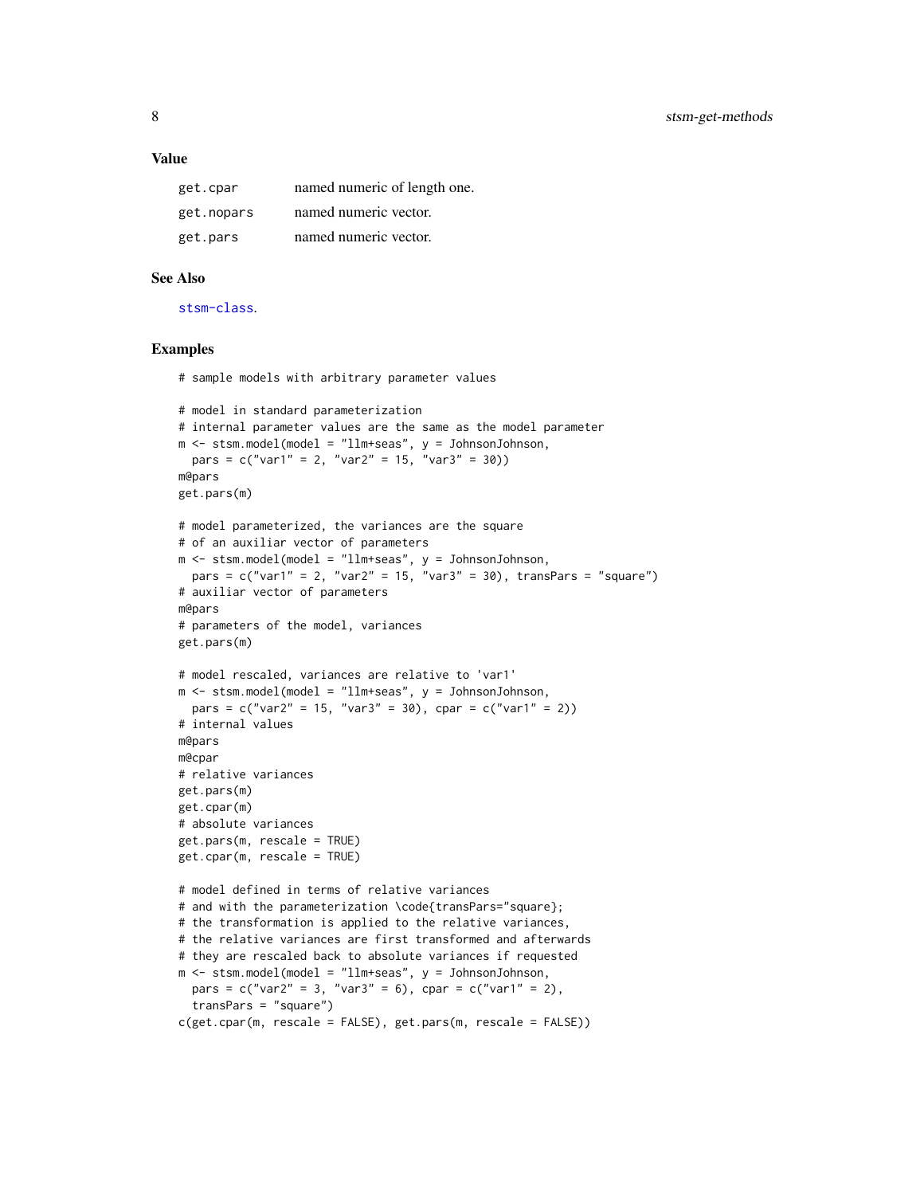## Value

| | |
|---|---|
| `get.cpar` | named numeric of length one. |
| `get.nopars` | named numeric vector. |
| `get.pars` | named numeric vector. |

## See Also

`stsm-class`.

## Examples

```
# sample models with arbitrary parameter values

# model in standard parameterization
# internal parameter values are the same as the model parameter
m <- stsm.model(model = "llm+seas", y = JohnsonJohnson,
  pars = c("var1" = 2, "var2" = 15, "var3" = 30))
m@pars
get.pars(m)

# model parameterized, the variances are the square
# of an auxiliar vector of parameters
m <- stsm.model(model = "llm+seas", y = JohnsonJohnson,
  pars = c("var1" = 2, "var2" = 15, "var3" = 30), transPars = "square")
# auxiliar vector of parameters
m@pars
# parameters of the model, variances
get.pars(m)

# model rescaled, variances are relative to 'var1'
m <- stsm.model(model = "llm+seas", y = JohnsonJohnson,
  pars = c("var2" = 15, "var3" = 30), cpar = c("var1" = 2))
# internal values
m@pars
m@cpar
# relative variances
get.pars(m)
get.cpar(m)
# absolute variances
get.pars(m, rescale = TRUE)
get.cpar(m, rescale = TRUE)

# model defined in terms of relative variances
# and with the parameterization \code{transPars="square};
# the transformation is applied to the relative variances,
# the relative variances are first transformed and afterwards
# they are rescaled back to absolute variances if requested
m <- stsm.model(model = "llm+seas", y = JohnsonJohnson,
  pars = c("var2" = 3, "var3" = 6), cpar = c("var1" = 2),
  transPars = "square")
c(get.cpar(m, rescale = FALSE), get.pars(m, rescale = FALSE))
```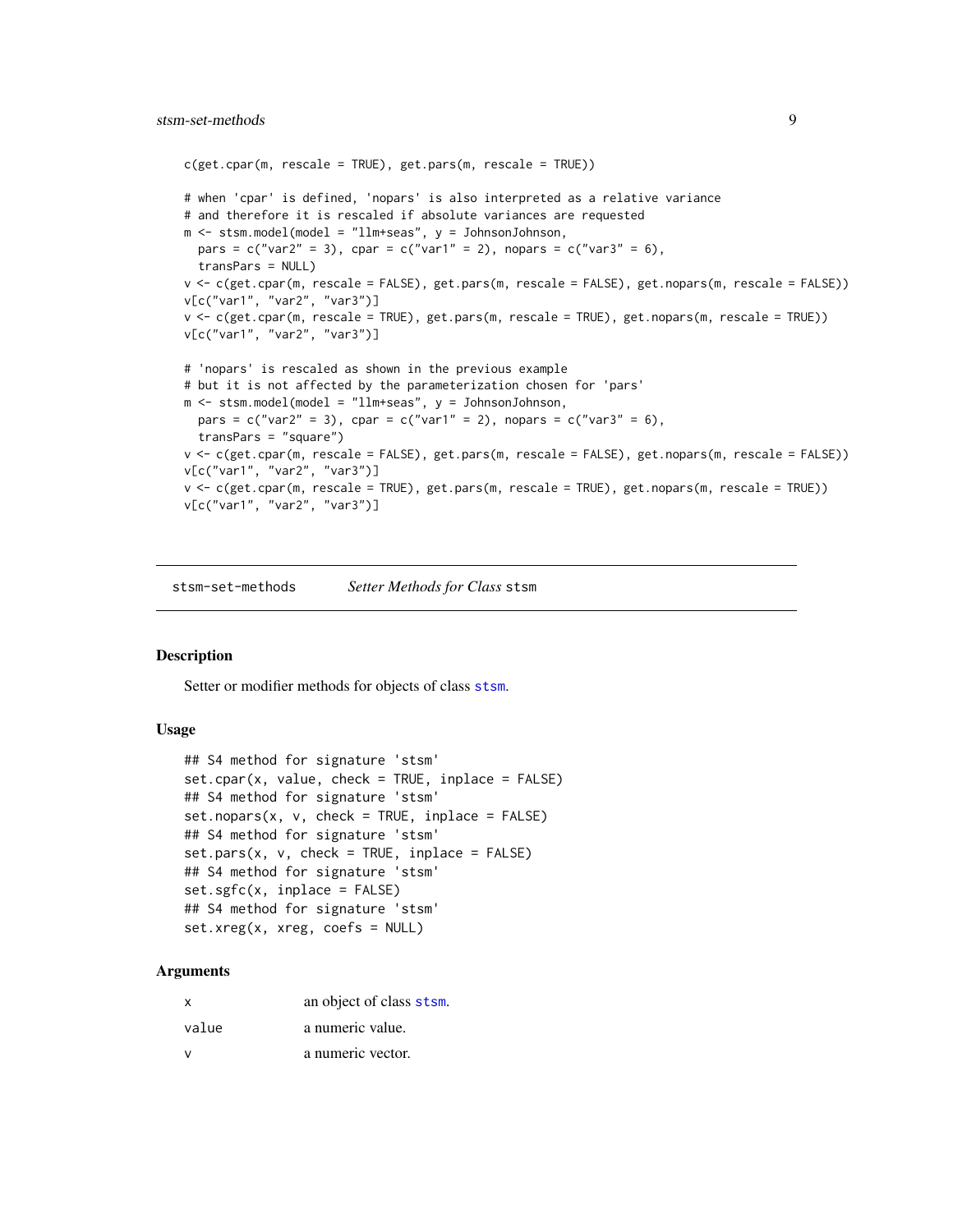```
c(get.cpar(m, rescale = TRUE), get.pars(m, rescale = TRUE))

# when 'cpar' is defined, 'nopars' is also interpreted as a relative variance
# and therefore it is rescaled if absolute variances are requested
m <- stsm.model(model = "llm+seas", y = JohnsonJohnson,
  pars = c("var2" = 3), cpar = c("var1" = 2), nopars = c("var3" = 6),
  transPars = NULL)
v <- c(get.cpar(m, rescale = FALSE), get.pars(m, rescale = FALSE), get.nopars(m, rescale = FALSE))
v[c("var1", "var2", "var3")]
v <- c(get.cpar(m, rescale = TRUE), get.pars(m, rescale = TRUE), get.nopars(m, rescale = TRUE))
v[c("var1", "var2", "var3")]

# 'nopars' is rescaled as shown in the previous example
# but it is not affected by the parameterization chosen for 'pars'
m <- stsm.model(model = "llm+seas", y = JohnsonJohnson,
  pars = c("var2" = 3), cpar = c("var1" = 2), nopars = c("var3" = 6),
  transPars = "square")
v <- c(get.cpar(m, rescale = FALSE), get.pars(m, rescale = FALSE), get.nopars(m, rescale = FALSE))
v[c("var1", "var2", "var3")]
v <- c(get.cpar(m, rescale = TRUE), get.pars(m, rescale = TRUE), get.nopars(m, rescale = TRUE))
v[c("var1", "var2", "var3")]
```

---

stsm-set-methods *Setter Methods for Class* stsm

---

## Description

Setter or modifier methods for objects of class stsm.

## Usage

```
## S4 method for signature 'stsm'
set.cpar(x, value, check = TRUE, inplace = FALSE)
## S4 method for signature 'stsm'
set.nopars(x, v, check = TRUE, inplace = FALSE)
## S4 method for signature 'stsm'
set.pars(x, v, check = TRUE, inplace = FALSE)
## S4 method for signature 'stsm'
set.sgfc(x, inplace = FALSE)
## S4 method for signature 'stsm'
set.xreg(x, xreg, coefs = NULL)
```

## Arguments

| | |
|---|---|
| x | an object of class stsm. |
| value | a numeric value. |
| v | a numeric vector. |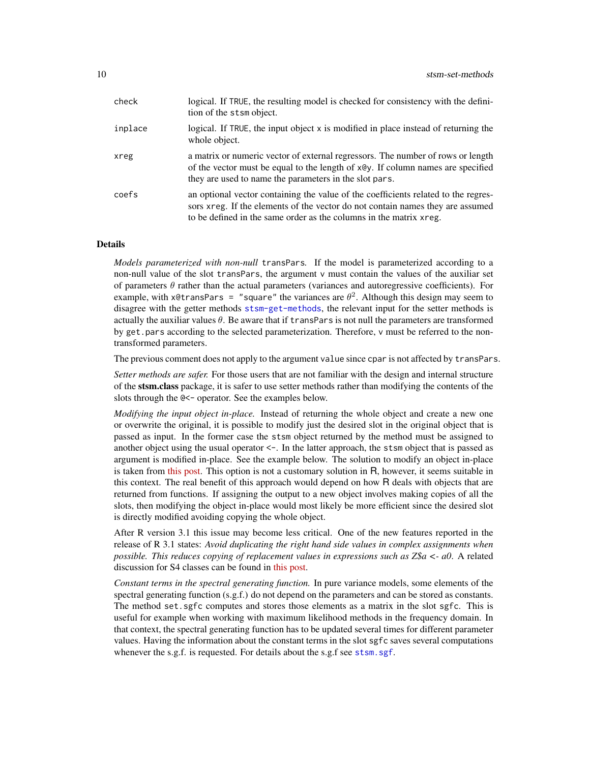| | |
|---|---|
| `check` | logical. If `TRUE`, the resulting model is checked for consistency with the definition of the `stsm` object. |
| `inplace` | logical. If `TRUE`, the input object `x` is modified in place instead of returning the whole object. |
| `xreg` | a matrix or numeric vector of external regressors. The number of rows or length of the vector must be equal to the length of `x@y`. If column names are specified they are used to name the parameters in the slot `pars`. |
| `coefs` | an optional vector containing the value of the coefficients related to the regressors `xreg`. If the elements of the vector do not contain names they are assumed to be defined in the same order as the columns in the matrix `xreg`. |

## Details

*Models parameterized with non-null* `transPars`*.* If the model is parameterized according to a non-null value of the slot `transPars`, the argument `v` must contain the values of the auxiliar set of parameters $\theta$ rather than the actual parameters (variances and autoregressive coefficients). For example, with `x@transPars = "square"` the variances are $\theta^2$. Although this design may seem to disagree with the getter methods `stsm-get-methods`, the relevant input for the setter methods is actually the auxiliar values $\theta$. Be aware that if `transPars` is not null the parameters are transformed by `get.pars` according to the selected parameterization. Therefore, `v` must be referred to the non-transformed parameters.

The previous comment does not apply to the argument `value` since `cpar` is not affected by `transPars`.

*Setter methods are safer.* For those users that are not familiar with the design and internal structure of the **stsm.class** package, it is safer to use setter methods rather than modifying the contents of the slots through the `@<-` operator. See the examples below.

*Modifying the input object in-place.* Instead of returning the whole object and create a new one or overwrite the original, it is possible to modify just the desired slot in the original object that is passed as input. In the former case the `stsm` object returned by the method must be assigned to another object using the usual operator `<-`. In the latter approach, the `stsm` object that is passed as argument is modified in-place. See the example below. The solution to modify an object in-place is taken from this post. This option is not a customary solution in R, however, it seems suitable in this context. The real benefit of this approach would depend on how R deals with objects that are returned from functions. If assigning the output to a new object involves making copies of all the slots, then modifying the object in-place would most likely be more efficient since the desired slot is directly modified avoiding copying the whole object.

After R version 3.1 this issue may become less critical. One of the new features reported in the release of R 3.1 states: *Avoid duplicating the right hand side values in complex assignments when possible. This reduces copying of replacement values in expressions such as Z$a <- a0.* A related discussion for S4 classes can be found in this post.

*Constant terms in the spectral generating function.* In pure variance models, some elements of the spectral generating function (s.g.f.) do not depend on the parameters and can be stored as constants. The method `set.sgfc` computes and stores those elements as a matrix in the slot `sgfc`. This is useful for example when working with maximum likelihood methods in the frequency domain. In that context, the spectral generating function has to be updated several times for different parameter values. Having the information about the constant terms in the slot `sgfc` saves several computations whenever the s.g.f. is requested. For details about the s.g.f see `stsm.sgf`.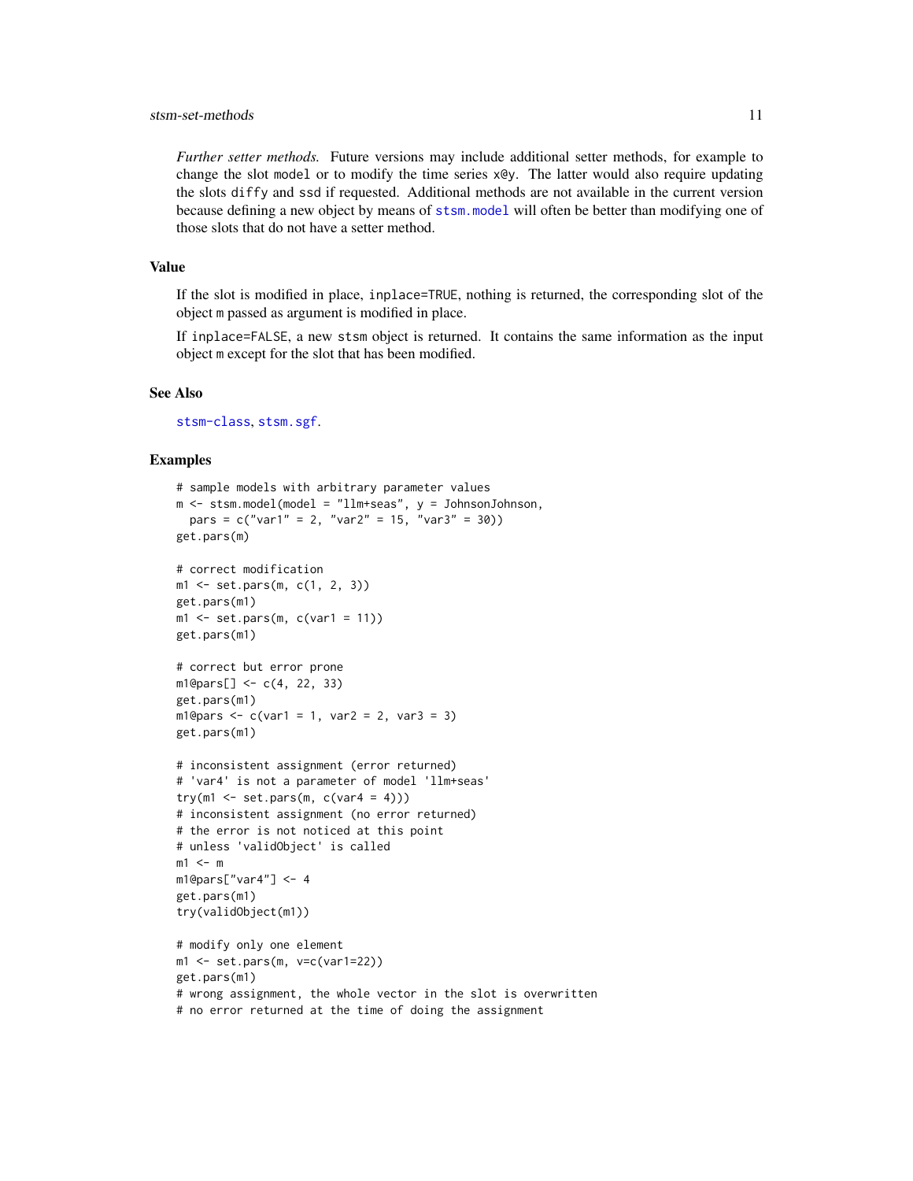*Further setter methods.* Future versions may include additional setter methods, for example to change the slot `model` or to modify the time series `x@y`. The latter would also require updating the slots `diffy` and `ssd` if requested. Additional methods are not available in the current version because defining a new object by means of `stsm.model` will often be better than modifying one of those slots that do not have a setter method.

## Value

If the slot is modified in place, `inplace=TRUE`, nothing is returned, the corresponding slot of the object `m` passed as argument is modified in place.

If `inplace=FALSE`, a new `stsm` object is returned. It contains the same information as the input object `m` except for the slot that has been modified.

## See Also

`stsm-class`, `stsm.sgf`.

## Examples

```
# sample models with arbitrary parameter values
m <- stsm.model(model = "llm+seas", y = JohnsonJohnson,
  pars = c("var1" = 2, "var2" = 15, "var3" = 30))
get.pars(m)

# correct modification
m1 <- set.pars(m, c(1, 2, 3))
get.pars(m1)
m1 <- set.pars(m, c(var1 = 11))
get.pars(m1)

# correct but error prone
m1@pars[] <- c(4, 22, 33)
get.pars(m1)
m1@pars <- c(var1 = 1, var2 = 2, var3 = 3)
get.pars(m1)

# inconsistent assignment (error returned)
# 'var4' is not a parameter of model 'llm+seas'
try(m1 <- set.pars(m, c(var4 = 4)))
# inconsistent assignment (no error returned)
# the error is not noticed at this point
# unless 'validObject' is called
m1 <- m
m1@pars["var4"] <- 4
get.pars(m1)
try(validObject(m1))

# modify only one element
m1 <- set.pars(m, v=c(var1=22))
get.pars(m1)
# wrong assignment, the whole vector in the slot is overwritten
# no error returned at the time of doing the assignment
```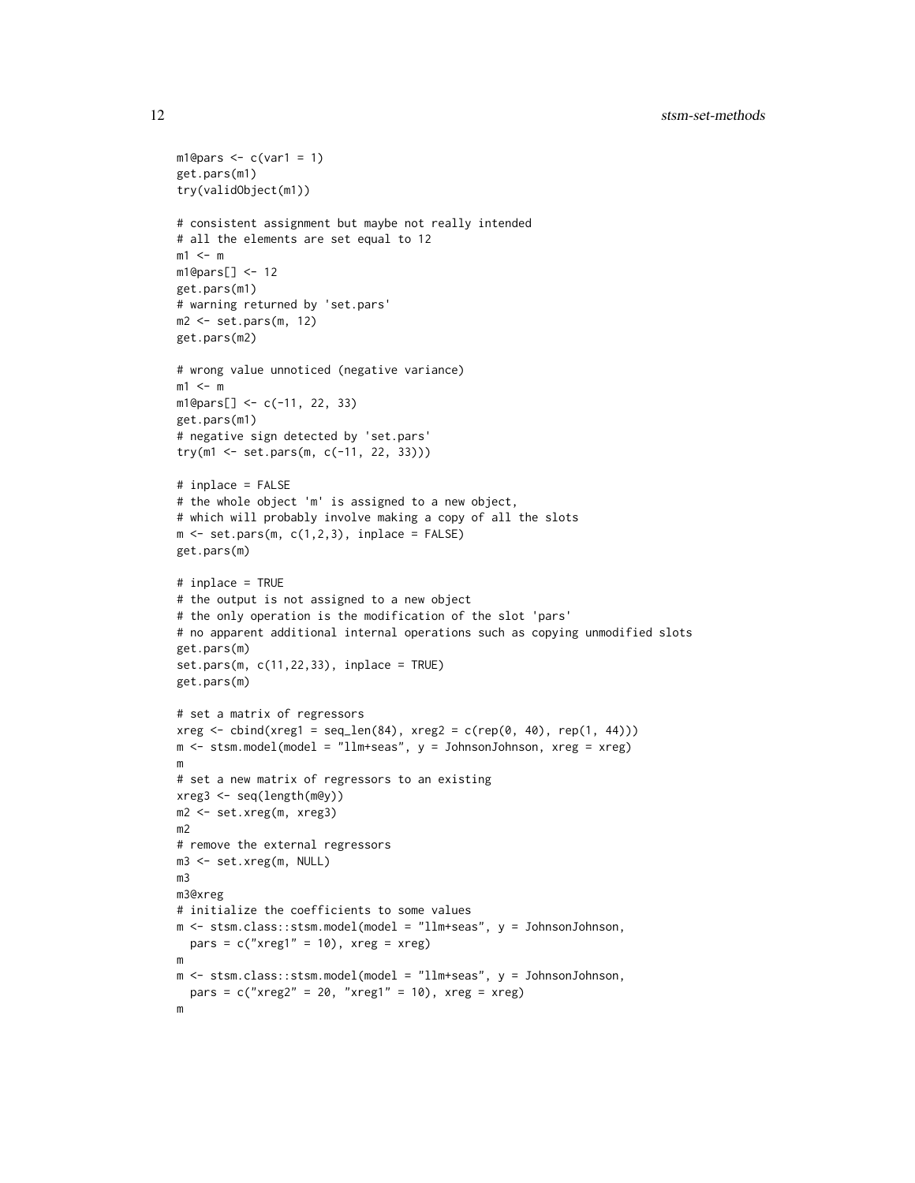```
m1@pars <- c(var1 = 1)
get.pars(m1)
try(validObject(m1))

# consistent assignment but maybe not really intended
# all the elements are set equal to 12
m1 <- m
m1@pars[] <- 12
get.pars(m1)
# warning returned by 'set.pars'
m2 <- set.pars(m, 12)
get.pars(m2)

# wrong value unnoticed (negative variance)
m1 <- m
m1@pars[] <- c(-11, 22, 33)
get.pars(m1)
# negative sign detected by 'set.pars'
try(m1 <- set.pars(m, c(-11, 22, 33)))

# inplace = FALSE
# the whole object 'm' is assigned to a new object,
# which will probably involve making a copy of all the slots
m <- set.pars(m, c(1,2,3), inplace = FALSE)
get.pars(m)

# inplace = TRUE
# the output is not assigned to a new object
# the only operation is the modification of the slot 'pars'
# no apparent additional internal operations such as copying unmodified slots
get.pars(m)
set.pars(m, c(11,22,33), inplace = TRUE)
get.pars(m)

# set a matrix of regressors
xreg <- cbind(xreg1 = seq_len(84), xreg2 = c(rep(0, 40), rep(1, 44)))
m <- stsm.model(model = "llm+seas", y = JohnsonJohnson, xreg = xreg)
m
# set a new matrix of regressors to an existing
xreg3 <- seq(length(m@y))
m2 <- set.xreg(m, xreg3)
m2
# remove the external regressors
m3 <- set.xreg(m, NULL)
m3
m3@xreg
# initialize the coefficients to some values
m <- stsm.class::stsm.model(model = "llm+seas", y = JohnsonJohnson,
  pars = c("xreg1" = 10), xreg = xreg)
m
m <- stsm.class::stsm.model(model = "llm+seas", y = JohnsonJohnson,
  pars = c("xreg2" = 20, "xreg1" = 10), xreg = xreg)
m
```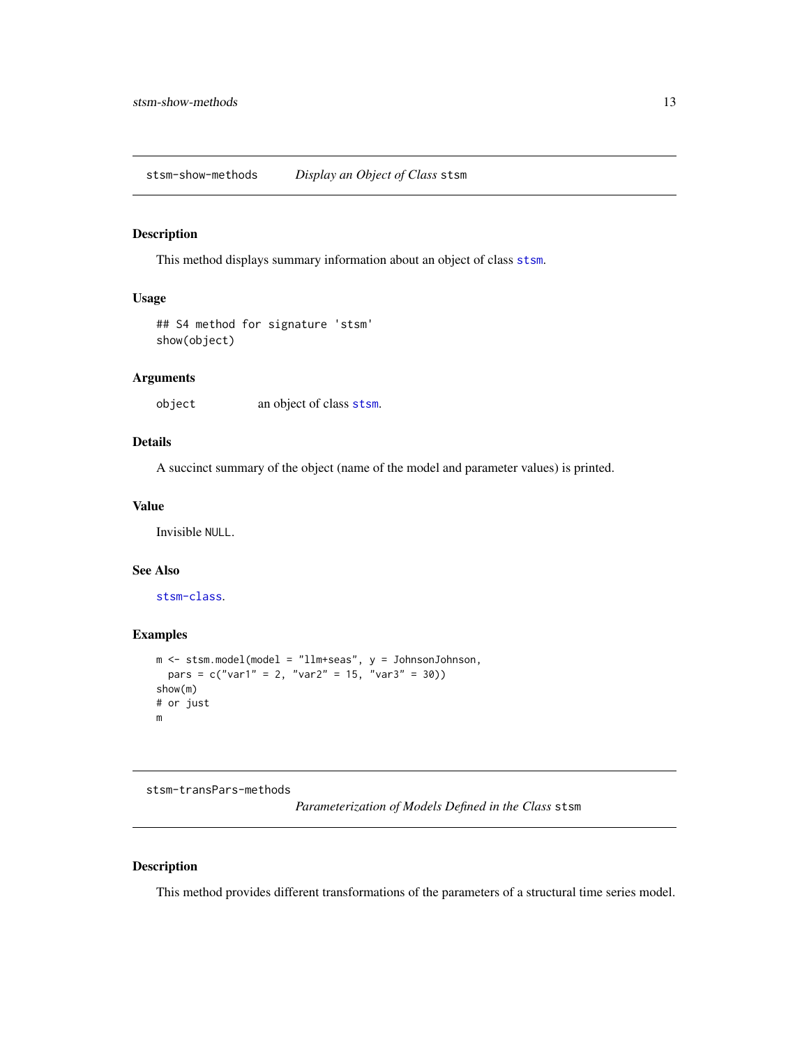## stsm-show-methods — *Display an Object of Class* `stsm`

### Description

This method displays summary information about an object of class `stsm`.

### Usage

```
## S4 method for signature 'stsm'
show(object)
```

### Arguments

| | |
|---|---|
| `object` | an object of class `stsm`. |

### Details

A succinct summary of the object (name of the model and parameter values) is printed.

### Value

Invisible `NULL`.

### See Also

`stsm-class`.

### Examples

```
m <- stsm.model(model = "llm+seas", y = JohnsonJohnson,
  pars = c("var1" = 2, "var2" = 15, "var3" = 30))
show(m)
# or just
m
```

## stsm-transPars-methods — *Parameterization of Models Defined in the Class* `stsm`

### Description

This method provides different transformations of the parameters of a structural time series model.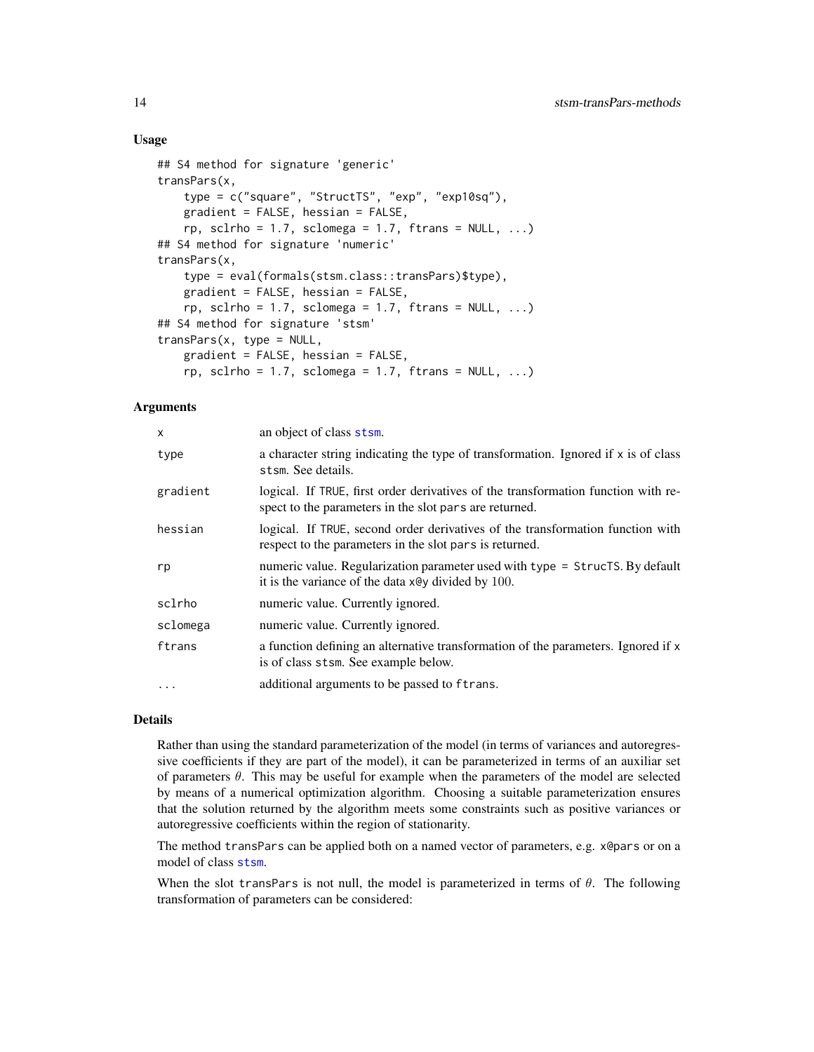### Usage

```
## S4 method for signature 'generic'
transPars(x,
    type = c("square", "StructTS", "exp", "exp10sq"),
    gradient = FALSE, hessian = FALSE,
    rp, sclrho = 1.7, sclomega = 1.7, ftrans = NULL, ...)
## S4 method for signature 'numeric'
transPars(x,
    type = eval(formals(stsm.class::transPars)$type),
    gradient = FALSE, hessian = FALSE,
    rp, sclrho = 1.7, sclomega = 1.7, ftrans = NULL, ...)
## S4 method for signature 'stsm'
transPars(x, type = NULL,
    gradient = FALSE, hessian = FALSE,
    rp, sclrho = 1.7, sclomega = 1.7, ftrans = NULL, ...)
```

### Arguments

| | |
|---|---|
| `x` | an object of class `stsm`. |
| `type` | a character string indicating the type of transformation. Ignored if `x` is of class `stsm`. See details. |
| `gradient` | logical. If `TRUE`, first order derivatives of the transformation function with respect to the parameters in the slot `pars` are returned. |
| `hessian` | logical. If `TRUE`, second order derivatives of the transformation function with respect to the parameters in the slot `pars` is returned. |
| `rp` | numeric value. Regularization parameter used with `type = StrucTS`. By default it is the variance of the data `x@y` divided by $100$. |
| `sclrho` | numeric value. Currently ignored. |
| `sclomega` | numeric value. Currently ignored. |
| `ftrans` | a function defining an alternative transformation of the parameters. Ignored if `x` is of class `stsm`. See example below. |
| `...` | additional arguments to be passed to `ftrans`. |

### Details

Rather than using the standard parameterization of the model (in terms of variances and autoregressive coefficients if they are part of the model), it can be parameterized in terms of an auxiliar set of parameters $\theta$. This may be useful for example when the parameters of the model are selected by means of a numerical optimization algorithm. Choosing a suitable parameterization ensures that the solution returned by the algorithm meets some constraints such as positive variances or autoregressive coefficients within the region of stationarity.

The method `transPars` can be applied both on a named vector of parameters, e.g. `x@pars` or on a model of class `stsm`.

When the slot `transPars` is not null, the model is parameterized in terms of $\theta$. The following transformation of parameters can be considered: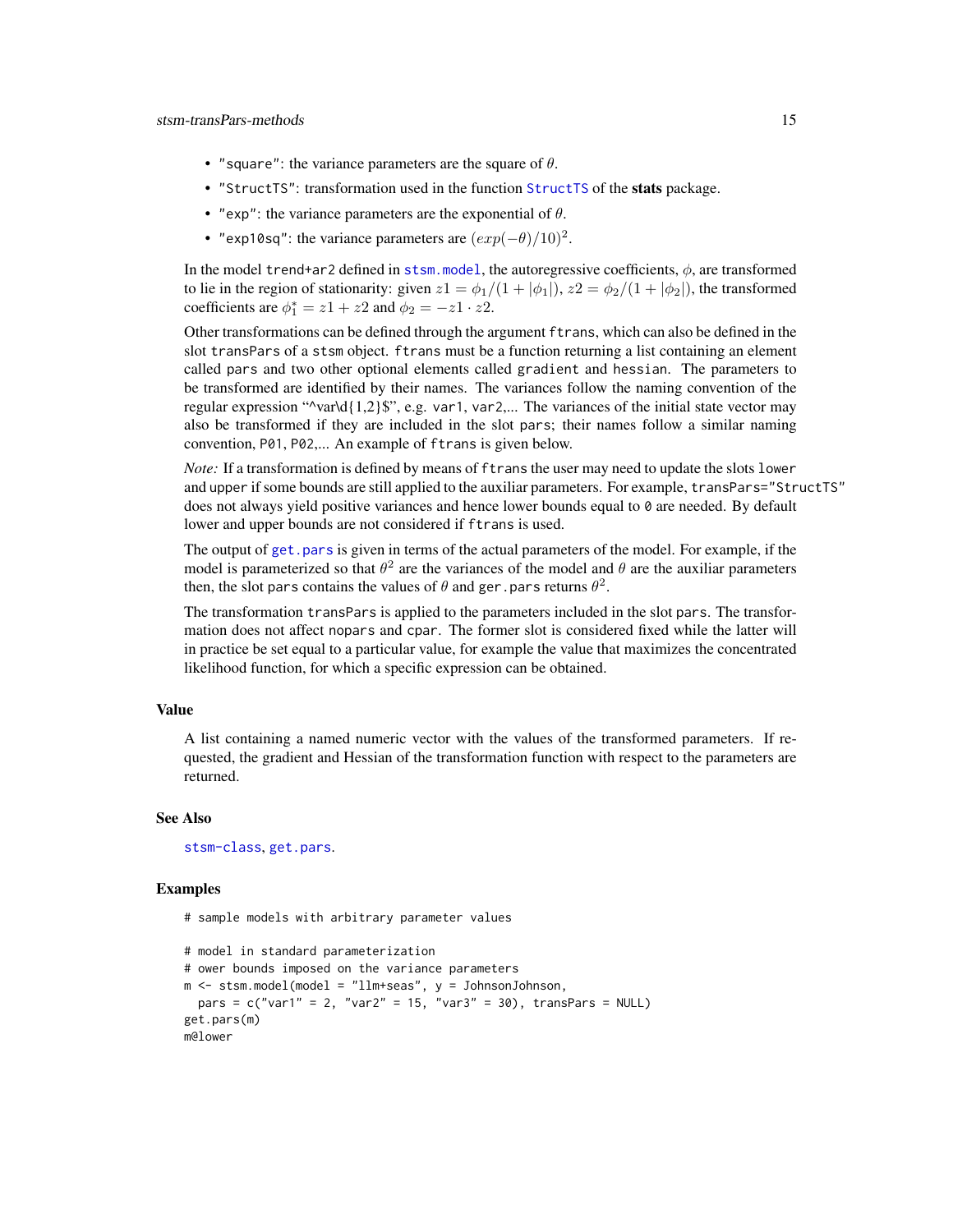- "square": the variance parameters are the square of $\theta$.
- "StructTS": transformation used in the function StructTS of the **stats** package.
- "exp": the variance parameters are the exponential of $\theta$.
- "exp10sq": the variance parameters are $(exp(-\theta)/10)^2$.

In the model trend+ar2 defined in stsm.model, the autoregressive coefficients, $\phi$, are transformed to lie in the region of stationarity: given $z1 = \phi_1/(1 + |\phi_1|)$, $z2 = \phi_2/(1 + |\phi_2|)$, the transformed coefficients are $\phi_1^* = z1 + z2$ and $\phi_2 = -z1 \cdot z2$.

Other transformations can be defined through the argument ftrans, which can also be defined in the slot transPars of a stsm object. ftrans must be a function returning a list containing an element called pars and two other optional elements called gradient and hessian. The parameters to be transformed are identified by their names. The variances follow the naming convention of the regular expression "^var\d{1,2}$", e.g. var1, var2,... The variances of the initial state vector may also be transformed if they are included in the slot pars; their names follow a similar naming convention, P01, P02,... An example of ftrans is given below.

*Note:* If a transformation is defined by means of ftrans the user may need to update the slots lower and upper if some bounds are still applied to the auxiliar parameters. For example, transPars="StructTS" does not always yield positive variances and hence lower bounds equal to 0 are needed. By default lower and upper bounds are not considered if ftrans is used.

The output of get.pars is given in terms of the actual parameters of the model. For example, if the model is parameterized so that $\theta^2$ are the variances of the model and $\theta$ are the auxiliar parameters then, the slot pars contains the values of $\theta$ and ger.pars returns $\theta^2$.

The transformation transPars is applied to the parameters included in the slot pars. The transformation does not affect nopars and cpar. The former slot is considered fixed while the latter will in practice be set equal to a particular value, for example the value that maximizes the concentrated likelihood function, for which a specific expression can be obtained.

## Value

A list containing a named numeric vector with the values of the transformed parameters. If requested, the gradient and Hessian of the transformation function with respect to the parameters are returned.

## See Also

stsm-class, get.pars.

## Examples

```
# sample models with arbitrary parameter values

# model in standard parameterization
# ower bounds imposed on the variance parameters
m <- stsm.model(model = "llm+seas", y = JohnsonJohnson,
  pars = c("var1" = 2, "var2" = 15, "var3" = 30), transPars = NULL)
get.pars(m)
m@lower
```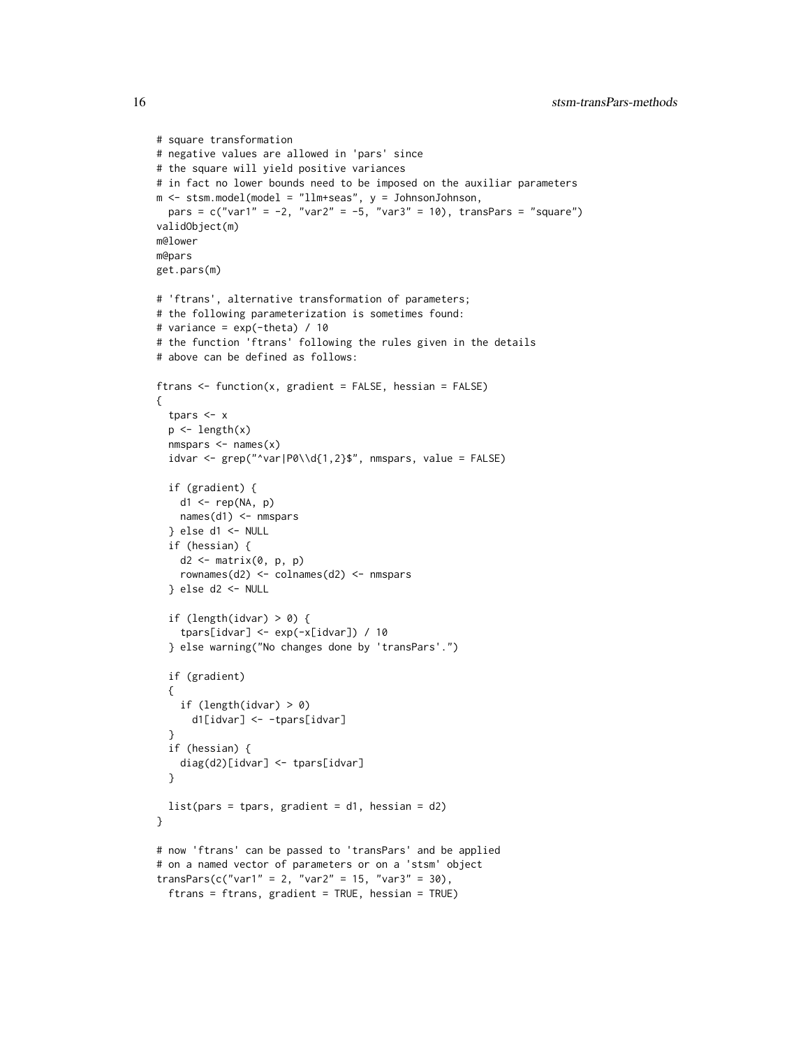```
# square transformation
# negative values are allowed in 'pars' since
# the square will yield positive variances
# in fact no lower bounds need to be imposed on the auxiliar parameters
m <- stsm.model(model = "llm+seas", y = JohnsonJohnson,
  pars = c("var1" = -2, "var2" = -5, "var3" = 10), transPars = "square")
validObject(m)
m@lower
m@pars
get.pars(m)

# 'ftrans', alternative transformation of parameters;
# the following parameterization is sometimes found:
# variance = exp(-theta) / 10
# the function 'ftrans' following the rules given in the details
# above can be defined as follows:

ftrans <- function(x, gradient = FALSE, hessian = FALSE)
{
  tpars <- x
  p <- length(x)
  nmspars <- names(x)
  idvar <- grep("^var|P0\\d{1,2}$", nmspars, value = FALSE)

  if (gradient) {
    d1 <- rep(NA, p)
    names(d1) <- nmspars
  } else d1 <- NULL
  if (hessian) {
    d2 <- matrix(0, p, p)
    rownames(d2) <- colnames(d2) <- nmspars
  } else d2 <- NULL

  if (length(idvar) > 0) {
    tpars[idvar] <- exp(-x[idvar]) / 10
  } else warning("No changes done by 'transPars'.")

  if (gradient)
  {
    if (length(idvar) > 0)
      d1[idvar] <- -tpars[idvar]
  }
  if (hessian) {
    diag(d2)[idvar] <- tpars[idvar]
  }

  list(pars = tpars, gradient = d1, hessian = d2)
}

# now 'ftrans' can be passed to 'transPars' and be applied
# on a named vector of parameters or on a 'stsm' object
transPars(c("var1" = 2, "var2" = 15, "var3" = 30),
  ftrans = ftrans, gradient = TRUE, hessian = TRUE)
```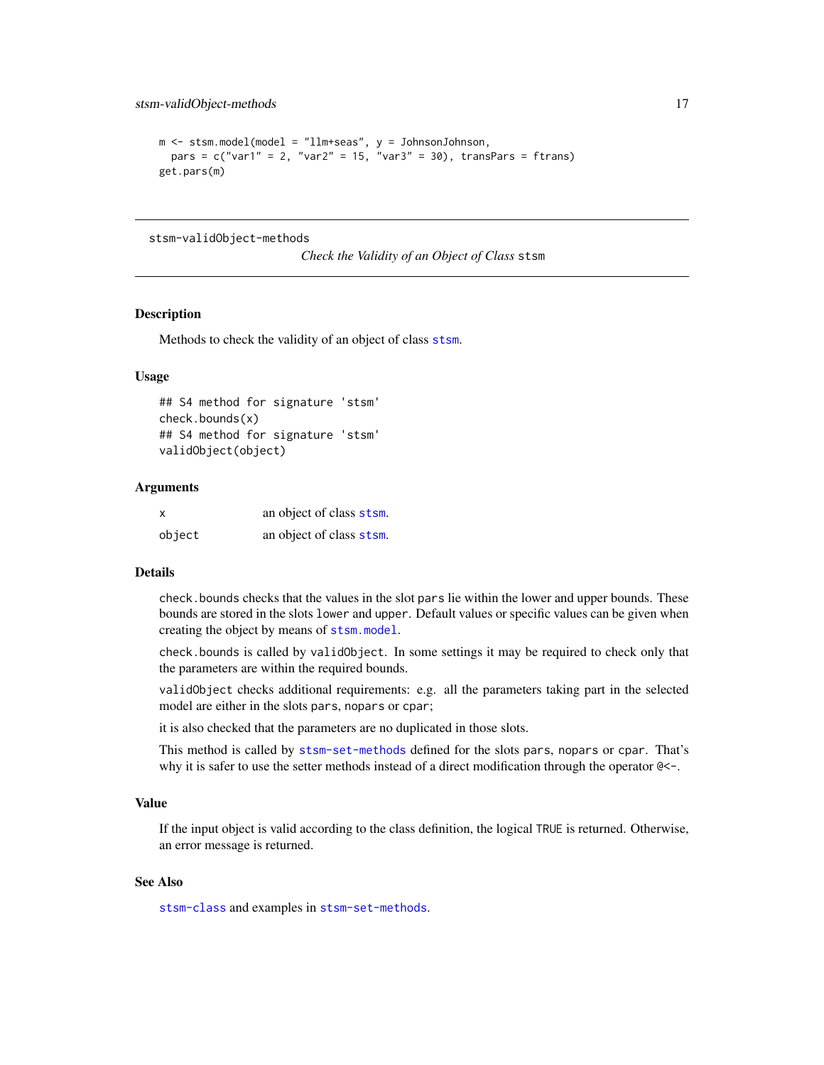```
m <- stsm.model(model = "llm+seas", y = JohnsonJohnson,
  pars = c("var1" = 2, "var2" = 15, "var3" = 30), transPars = ftrans)
get.pars(m)
```

---

stsm-validObject-methods

*Check the Validity of an Object of Class* `stsm`

---

### Description

Methods to check the validity of an object of class `stsm`.

### Usage

```
## S4 method for signature 'stsm'
check.bounds(x)
## S4 method for signature 'stsm'
validObject(object)
```

### Arguments

| | |
|---|---|
| `x` | an object of class `stsm`. |
| `object` | an object of class `stsm`. |

### Details

`check.bounds` checks that the values in the slot `pars` lie within the lower and upper bounds. These bounds are stored in the slots `lower` and `upper`. Default values or specific values can be given when creating the object by means of `stsm.model`.

`check.bounds` is called by `validObject`. In some settings it may be required to check only that the parameters are within the required bounds.

`validObject` checks additional requirements: e.g. all the parameters taking part in the selected model are either in the slots `pars`, `nopars` or `cpar`;

it is also checked that the parameters are no duplicated in those slots.

This method is called by `stsm-set-methods` defined for the slots `pars`, `nopars` or `cpar`. That's why it is safer to use the setter methods instead of a direct modification through the operator `@<-`.

### Value

If the input object is valid according to the class definition, the logical `TRUE` is returned. Otherwise, an error message is returned.

### See Also

`stsm-class` and examples in `stsm-set-methods`.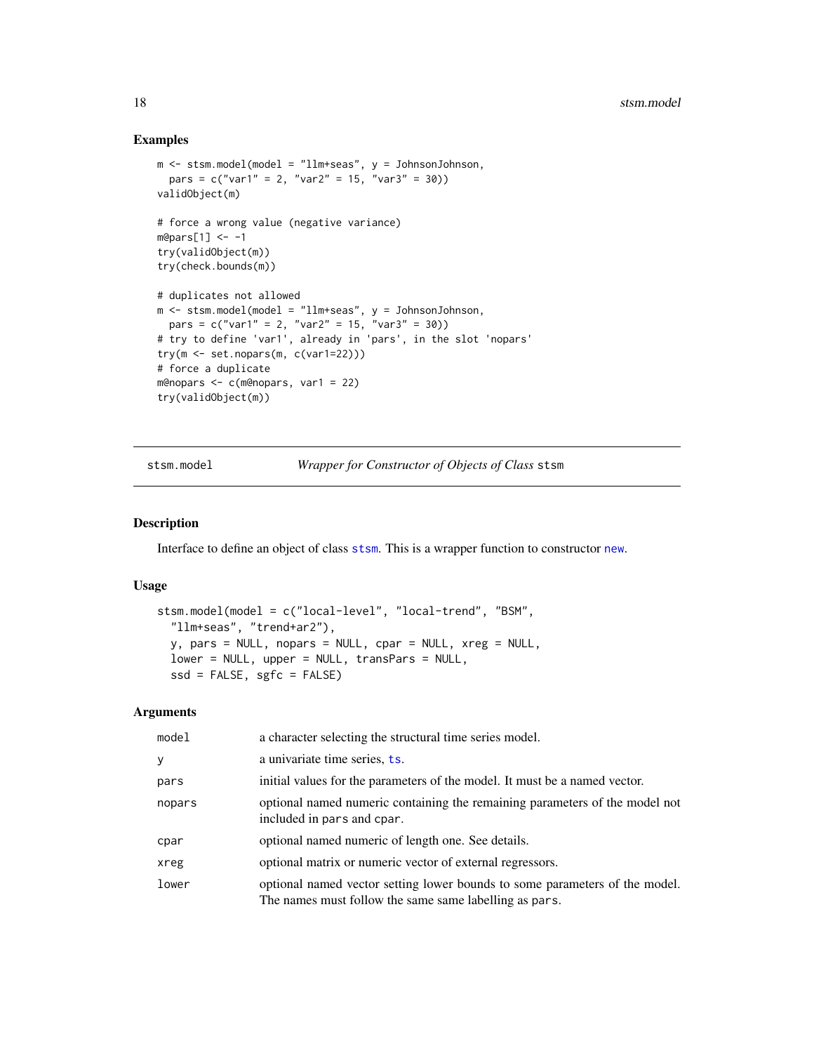## Examples

```
m <- stsm.model(model = "llm+seas", y = JohnsonJohnson,
  pars = c("var1" = 2, "var2" = 15, "var3" = 30))
validObject(m)

# force a wrong value (negative variance)
m@pars[1] <- -1
try(validObject(m))
try(check.bounds(m))

# duplicates not allowed
m <- stsm.model(model = "llm+seas", y = JohnsonJohnson,
  pars = c("var1" = 2, "var2" = 15, "var3" = 30))
# try to define 'var1', already in 'pars', in the slot 'nopars'
try(m <- set.nopars(m, c(var1=22)))
# force a duplicate
m@nopars <- c(m@nopars, var1 = 22)
try(validObject(m))
```

---

stsm.model *Wrapper for Constructor of Objects of Class* stsm

---

## Description

Interface to define an object of class stsm. This is a wrapper function to constructor new.

## Usage

```
stsm.model(model = c("local-level", "local-trend", "BSM",
  "llm+seas", "trend+ar2"),
  y, pars = NULL, nopars = NULL, cpar = NULL, xreg = NULL,
  lower = NULL, upper = NULL, transPars = NULL,
  ssd = FALSE, sgfc = FALSE)
```

## Arguments

| | |
|---|---|
| model | a character selecting the structural time series model. |
| y | a univariate time series, ts. |
| pars | initial values for the parameters of the model. It must be a named vector. |
| nopars | optional named numeric containing the remaining parameters of the model not included in pars and cpar. |
| cpar | optional named numeric of length one. See details. |
| xreg | optional matrix or numeric vector of external regressors. |
| lower | optional named vector setting lower bounds to some parameters of the model. The names must follow the same same labelling as pars. |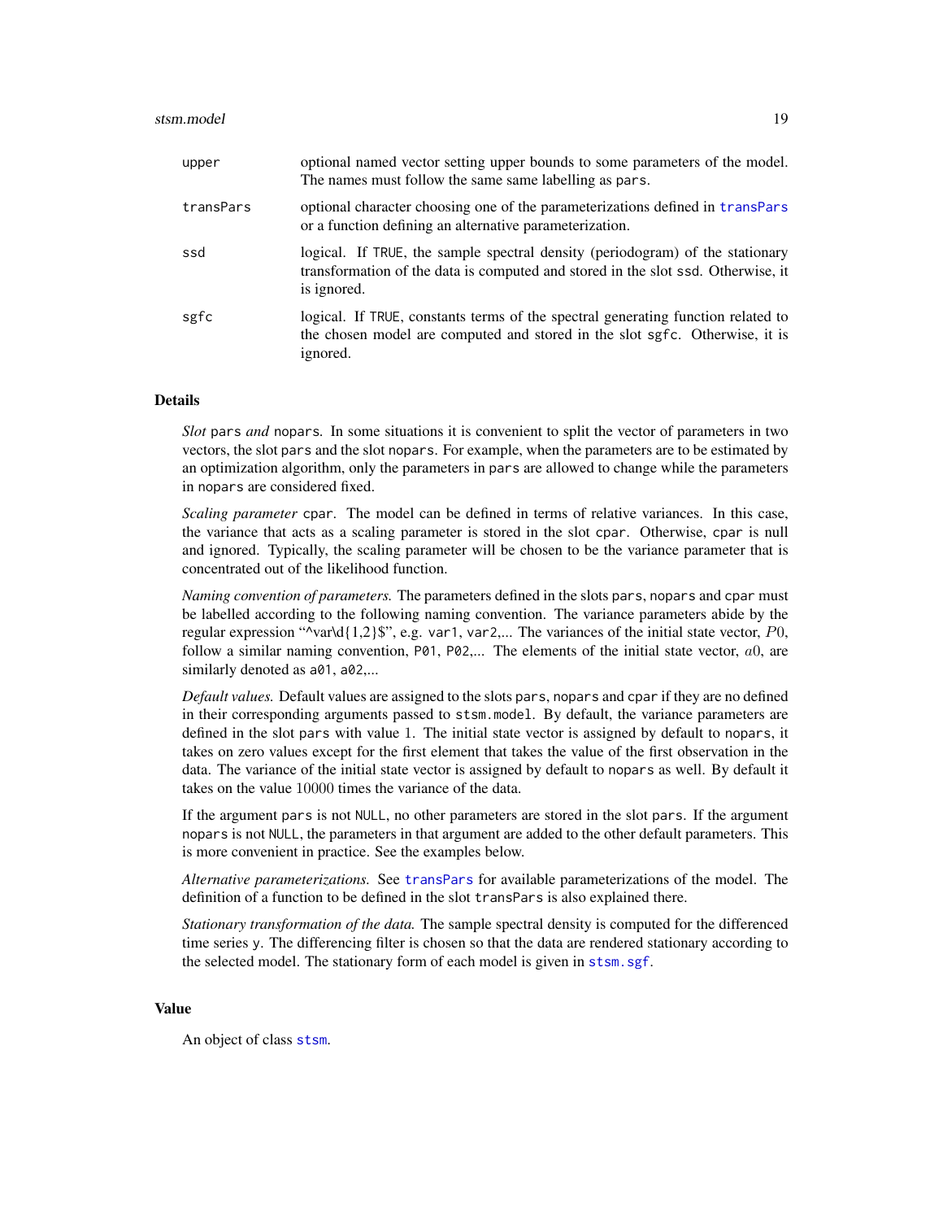| | |
|---|---|
| upper | optional named vector setting upper bounds to some parameters of the model. The names must follow the same same labelling as pars. |
| transPars | optional character choosing one of the parameterizations defined in transPars or a function defining an alternative parameterization. |
| ssd | logical. If TRUE, the sample spectral density (periodogram) of the stationary transformation of the data is computed and stored in the slot ssd. Otherwise, it is ignored. |
| sgfc | logical. If TRUE, constants terms of the spectral generating function related to the chosen model are computed and stored in the slot sgfc. Otherwise, it is ignored. |

## Details

*Slot* pars *and* nopars. In some situations it is convenient to split the vector of parameters in two vectors, the slot pars and the slot nopars. For example, when the parameters are to be estimated by an optimization algorithm, only the parameters in pars are allowed to change while the parameters in nopars are considered fixed.

*Scaling parameter* cpar. The model can be defined in terms of relative variances. In this case, the variance that acts as a scaling parameter is stored in the slot cpar. Otherwise, cpar is null and ignored. Typically, the scaling parameter will be chosen to be the variance parameter that is concentrated out of the likelihood function.

*Naming convention of parameters.* The parameters defined in the slots pars, nopars and cpar must be labelled according to the following naming convention. The variance parameters abide by the regular expression "^var\d{1,2}$", e.g. var1, var2,... The variances of the initial state vector, $P0$, follow a similar naming convention, P01, P02,... The elements of the initial state vector, $a0$, are similarly denoted as a01, a02,...

*Default values.* Default values are assigned to the slots pars, nopars and cpar if they are no defined in their corresponding arguments passed to stsm.model. By default, the variance parameters are defined in the slot pars with value $1$. The initial state vector is assigned by default to nopars, it takes on zero values except for the first element that takes the value of the first observation in the data. The variance of the initial state vector is assigned by default to nopars as well. By default it takes on the value $10000$ times the variance of the data.

If the argument pars is not NULL, no other parameters are stored in the slot pars. If the argument nopars is not NULL, the parameters in that argument are added to the other default parameters. This is more convenient in practice. See the examples below.

*Alternative parameterizations.* See transPars for available parameterizations of the model. The definition of a function to be defined in the slot transPars is also explained there.

*Stationary transformation of the data.* The sample spectral density is computed for the differenced time series y. The differencing filter is chosen so that the data are rendered stationary according to the selected model. The stationary form of each model is given in stsm.sgf.

## Value

An object of class stsm.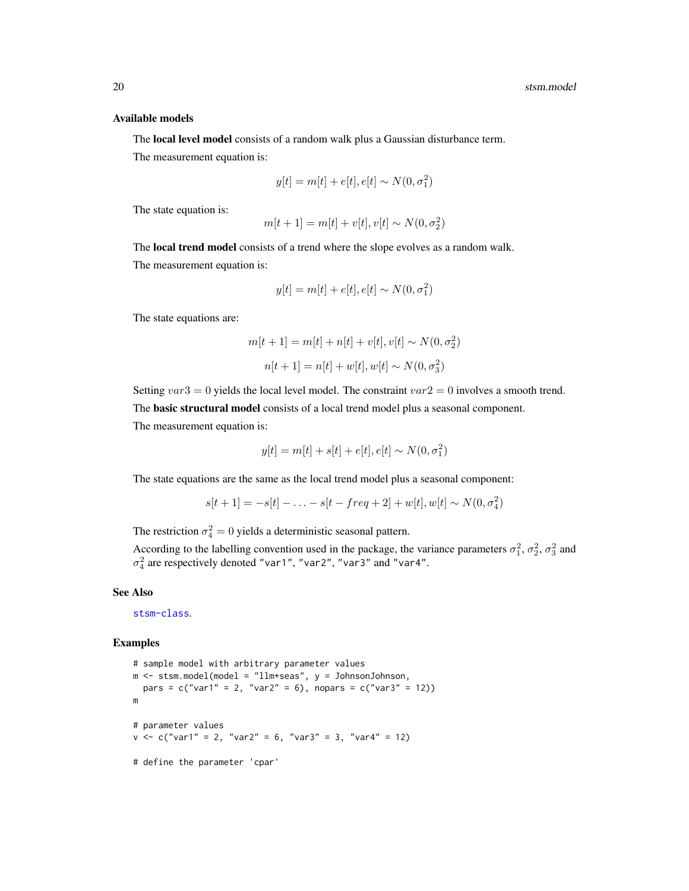### Available models

The **local level model** consists of a random walk plus a Gaussian disturbance term.

The measurement equation is:

$$y[t] = m[t] + e[t], e[t] \sim N(0, \sigma_1^2)$$

The state equation is:

$$m[t+1] = m[t] + v[t], v[t] \sim N(0, \sigma_2^2)$$

The **local trend model** consists of a trend where the slope evolves as a random walk.

The measurement equation is:

$$y[t] = m[t] + e[t], e[t] \sim N(0, \sigma_1^2)$$

The state equations are:

$$m[t+1] = m[t] + n[t] + v[t], v[t] \sim N(0, \sigma_2^2)$$

$$n[t+1] = n[t] + w[t], w[t] \sim N(0, \sigma_3^2)$$

Setting $var3 = 0$ yields the local level model. The constraint $var2 = 0$ involves a smooth trend.

The **basic structural model** consists of a local trend model plus a seasonal component.

The measurement equation is:

$$y[t] = m[t] + s[t] + e[t], e[t] \sim N(0, \sigma_1^2)$$

The state equations are the same as the local trend model plus a seasonal component:

$$s[t+1] = -s[t] - \ldots - s[t - freq + 2] + w[t], w[t] \sim N(0, \sigma_4^2)$$

The restriction $\sigma_4^2 = 0$ yields a deterministic seasonal pattern.

According to the labelling convention used in the package, the variance parameters $\sigma_1^2$, $\sigma_2^2$, $\sigma_3^2$ and $\sigma_4^2$ are respectively denoted `"var1"`, `"var2"`, `"var3"` and `"var4"`.

### See Also

`stsm-class`.

### Examples

```
# sample model with arbitrary parameter values
m <- stsm.model(model = "llm+seas", y = JohnsonJohnson,
  pars = c("var1" = 2, "var2" = 6), nopars = c("var3" = 12))
m

# parameter values
v <- c("var1" = 2, "var2" = 6, "var3" = 3, "var4" = 12)

# define the parameter 'cpar'
```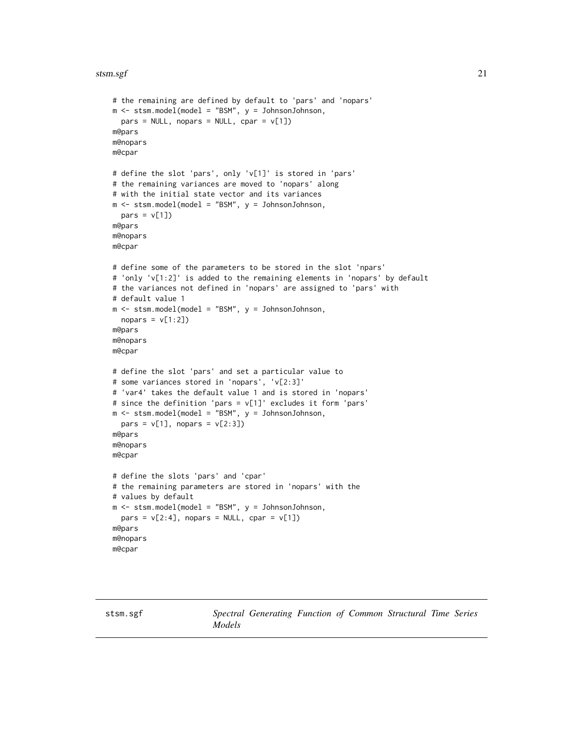```
# the remaining are defined by default to 'pars' and 'nopars'
m <- stsm.model(model = "BSM", y = JohnsonJohnson,
  pars = NULL, nopars = NULL, cpar = v[1])
m@pars
m@nopars
m@cpar

# define the slot 'pars', only 'v[1]' is stored in 'pars'
# the remaining variances are moved to 'nopars' along
# with the initial state vector and its variances
m <- stsm.model(model = "BSM", y = JohnsonJohnson,
  pars = v[1])
m@pars
m@nopars
m@cpar

# define some of the parameters to be stored in the slot 'npars'
# 'only 'v[1:2]' is added to the remaining elements in 'nopars' by default
# the variances not defined in 'nopars' are assigned to 'pars' with
# default value 1
m <- stsm.model(model = "BSM", y = JohnsonJohnson,
  nopars = v[1:2])
m@pars
m@nopars
m@cpar

# define the slot 'pars' and set a particular value to
# some variances stored in 'nopars', 'v[2:3]'
# 'var4' takes the default value 1 and is stored in 'nopars'
# since the definition 'pars = v[1]' excludes it form 'pars'
m <- stsm.model(model = "BSM", y = JohnsonJohnson,
  pars = v[1], nopars = v[2:3])
m@pars
m@nopars
m@cpar

# define the slots 'pars' and 'cpar'
# the remaining parameters are stored in 'nopars' with the
# values by default
m <- stsm.model(model = "BSM", y = JohnsonJohnson,
  pars = v[2:4], nopars = NULL, cpar = v[1])
m@pars
m@nopars
m@cpar
```

---

## stsm.sgf *Spectral Generating Function of Common Structural Time Series Models*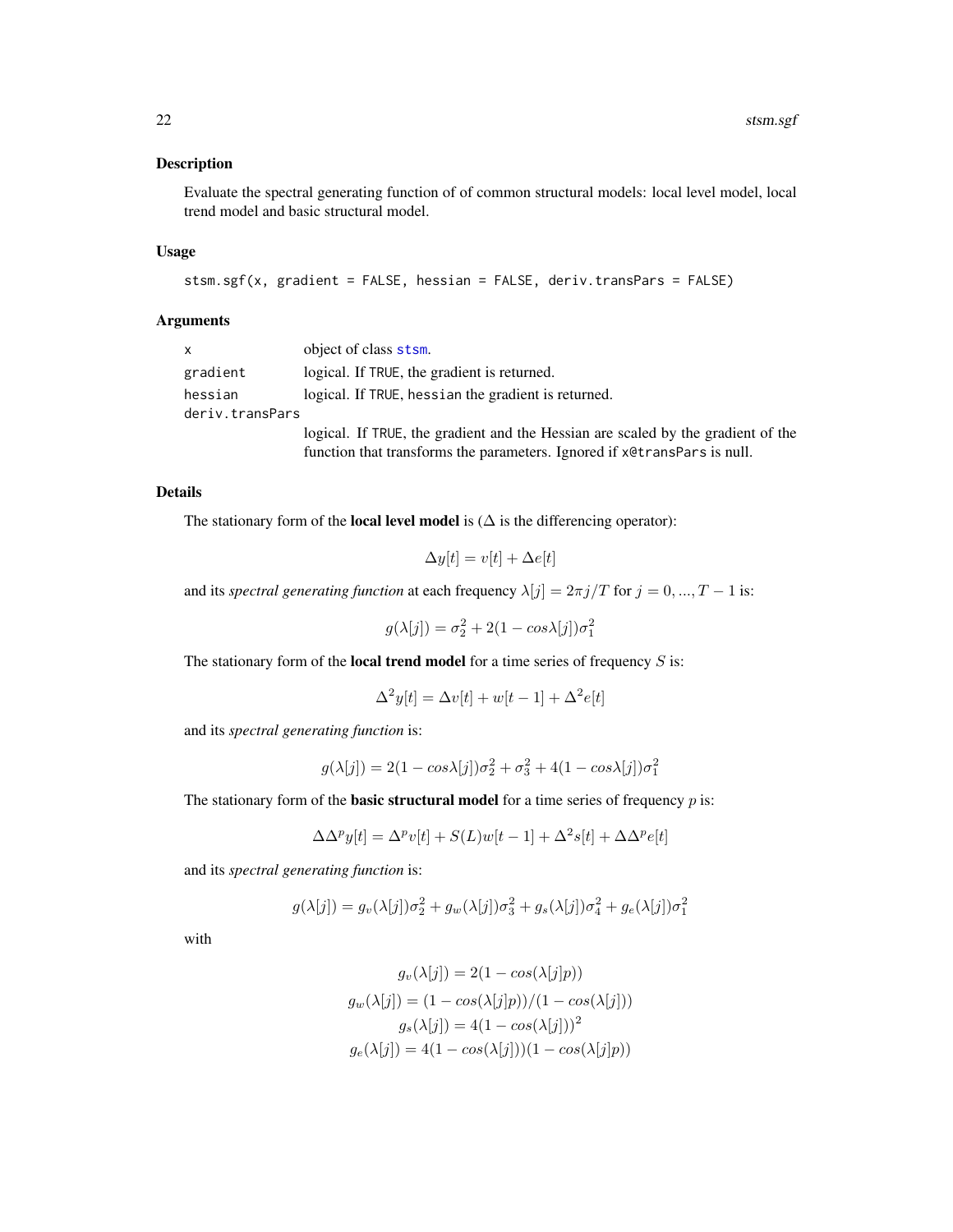### Description

Evaluate the spectral generating function of of common structural models: local level model, local trend model and basic structural model.

### Usage

```
stsm.sgf(x, gradient = FALSE, hessian = FALSE, deriv.transPars = FALSE)
```

### Arguments

| | |
|---|---|
| x | object of class stsm. |
| gradient | logical. If TRUE, the gradient is returned. |
| hessian | logical. If TRUE, hessian the gradient is returned. |
| deriv.transPars | logical. If TRUE, the gradient and the Hessian are scaled by the gradient of the function that transforms the parameters. Ignored if x@transPars is null. |

### Details

The stationary form of the **local level model** is ($\Delta$ is the differencing operator):

$$\Delta y[t] = v[t] + \Delta e[t]$$

and its *spectral generating function* at each frequency $\lambda[j] = 2\pi j/T$ for $j = 0, ..., T-1$ is:

$$g(\lambda[j]) = \sigma_2^2 + 2(1 - cos\lambda[j])\sigma_1^2$$

The stationary form of the **local trend model** for a time series of frequency $S$ is:

$$\Delta^2 y[t] = \Delta v[t] + w[t-1] + \Delta^2 e[t]$$

and its *spectral generating function* is:

$$g(\lambda[j]) = 2(1 - cos\lambda[j])\sigma_2^2 + \sigma_3^2 + 4(1 - cos\lambda[j])\sigma_1^2$$

The stationary form of the **basic structural model** for a time series of frequency $p$ is:

$$\Delta\Delta^p y[t] = \Delta^p v[t] + S(L)w[t-1] + \Delta^2 s[t] + \Delta\Delta^p e[t]$$

and its *spectral generating function* is:

$$g(\lambda[j]) = g_v(\lambda[j])\sigma_2^2 + g_w(\lambda[j])\sigma_3^2 + g_s(\lambda[j])\sigma_4^2 + g_e(\lambda[j])\sigma_1^2$$

with

$$g_v(\lambda[j]) = 2(1 - cos(\lambda[j]p))$$
$$g_w(\lambda[j]) = (1 - cos(\lambda[j]p))/(1 - cos(\lambda[j]))$$
$$g_s(\lambda[j]) = 4(1 - cos(\lambda[j]))^2$$
$$g_e(\lambda[j]) = 4(1 - cos(\lambda[j]))(1 - cos(\lambda[j]p))$$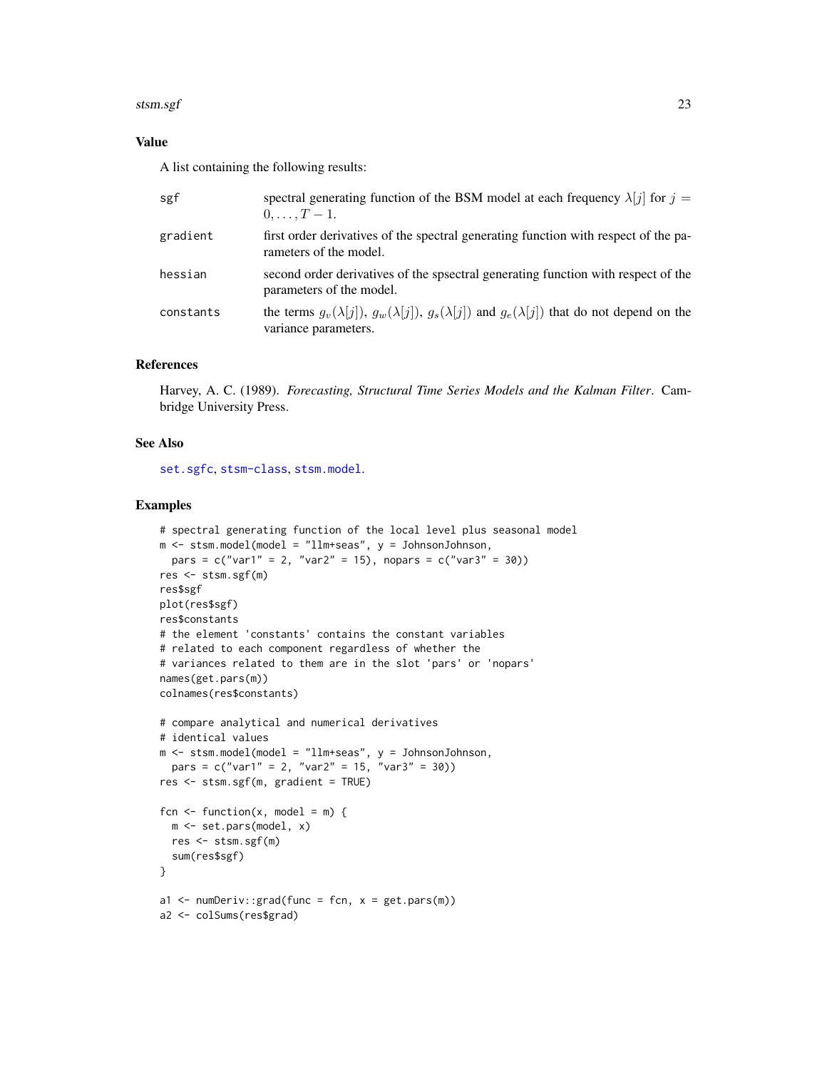## Value

A list containing the following results:

| | |
|---|---|
| sgf | spectral generating function of the BSM model at each frequency $\lambda[j]$ for $j = 0, \ldots, T-1$. |
| gradient | first order derivatives of the spectral generating function with respect of the parameters of the model. |
| hessian | second order derivatives of the spsectral generating function with respect of the parameters of the model. |
| constants | the terms $g_v(\lambda[j])$, $g_w(\lambda[j])$, $g_s(\lambda[j])$ and $g_e(\lambda[j])$ that do not depend on the variance parameters. |

## References

Harvey, A. C. (1989). *Forecasting, Structural Time Series Models and the Kalman Filter*. Cambridge University Press.

## See Also

set.sgfc, stsm-class, stsm.model.

## Examples

```
# spectral generating function of the local level plus seasonal model
m <- stsm.model(model = "llm+seas", y = JohnsonJohnson,
  pars = c("var1" = 2, "var2" = 15), nopars = c("var3" = 30))
res <- stsm.sgf(m)
res$sgf
plot(res$sgf)
res$constants
# the element 'constants' contains the constant variables
# related to each component regardless of whether the
# variances related to them are in the slot 'pars' or 'nopars'
names(get.pars(m))
colnames(res$constants)

# compare analytical and numerical derivatives
# identical values
m <- stsm.model(model = "llm+seas", y = JohnsonJohnson,
  pars = c("var1" = 2, "var2" = 15, "var3" = 30))
res <- stsm.sgf(m, gradient = TRUE)

fcn <- function(x, model = m) {
  m <- set.pars(model, x)
  res <- stsm.sgf(m)
  sum(res$sgf)
}

a1 <- numDeriv::grad(func = fcn, x = get.pars(m))
a2 <- colSums(res$grad)
```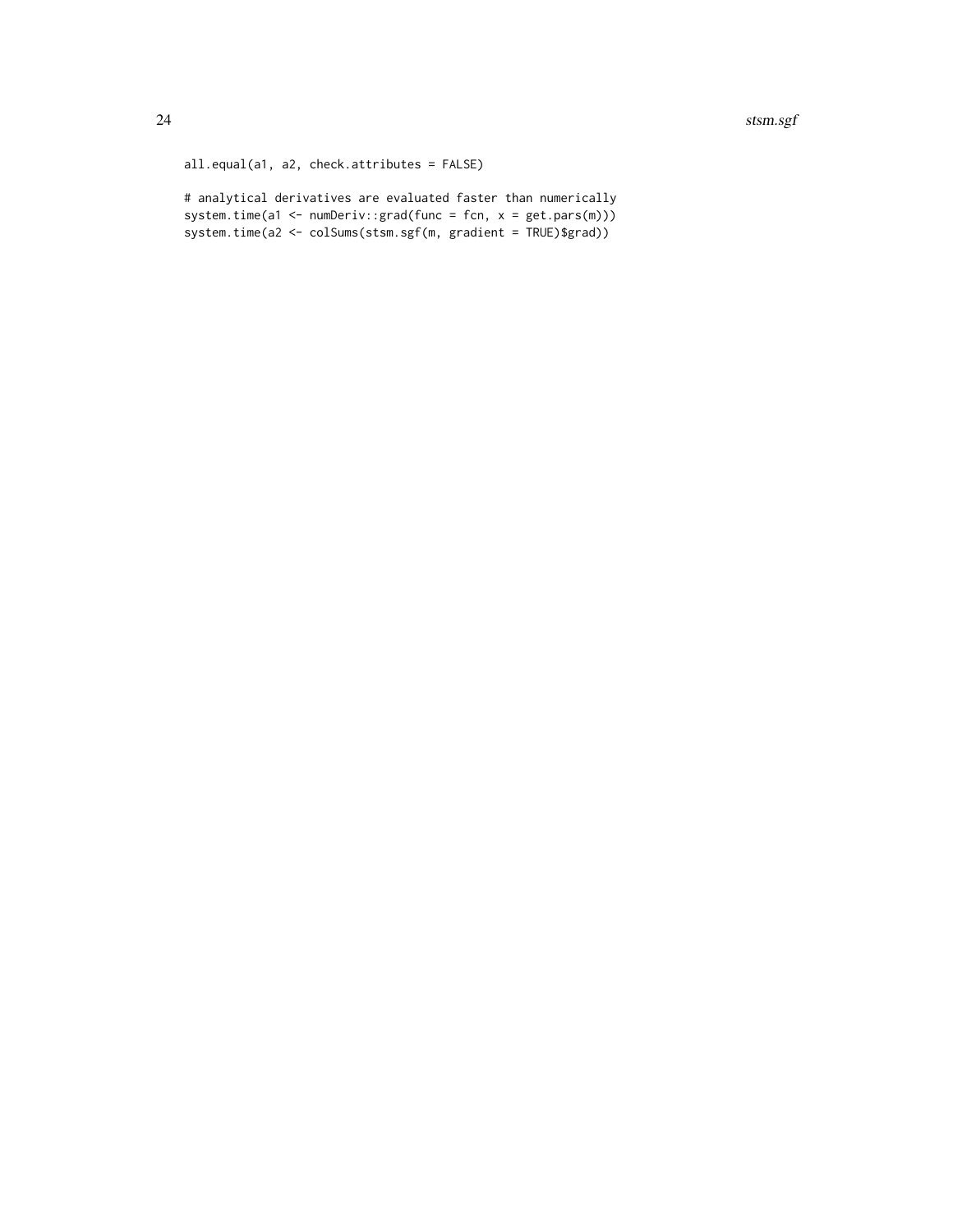```
all.equal(a1, a2, check.attributes = FALSE)

# analytical derivatives are evaluated faster than numerically
system.time(a1 <- numDeriv::grad(func = fcn, x = get.pars(m)))
system.time(a2 <- colSums(stsm.sgf(m, gradient = TRUE)$grad))
```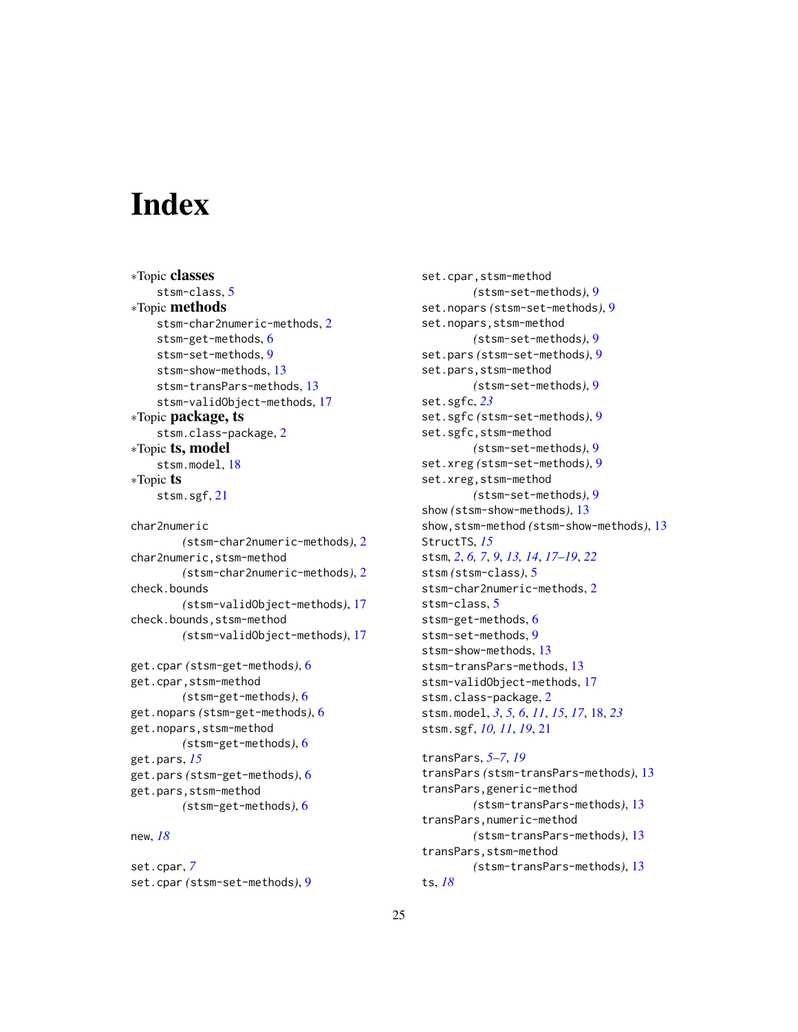# Index

∗Topic **classes**
  stsm-class, 5
∗Topic **methods**
  stsm-char2numeric-methods, 2
  stsm-get-methods, 6
  stsm-set-methods, 9
  stsm-show-methods, 13
  stsm-transPars-methods, 13
  stsm-validObject-methods, 17
∗Topic **package, ts**
  stsm.class-package, 2
∗Topic **ts, model**
  stsm.model, 18
∗Topic **ts**
  stsm.sgf, 21

char2numeric
  *(*stsm-char2numeric-methods*)*, 2
char2numeric,stsm-method
  *(*stsm-char2numeric-methods*)*, 2
check.bounds
  *(*stsm-validObject-methods*)*, 17
check.bounds,stsm-method
  *(*stsm-validObject-methods*)*, 17

get.cpar *(*stsm-get-methods*)*, 6
get.cpar,stsm-method
  *(*stsm-get-methods*)*, 6
get.nopars *(*stsm-get-methods*)*, 6
get.nopars,stsm-method
  *(*stsm-get-methods*)*, 6
get.pars, *15*
get.pars *(*stsm-get-methods*)*, 6
get.pars,stsm-method
  *(*stsm-get-methods*)*, 6

new, *18*

set.cpar, *7*
set.cpar *(*stsm-set-methods*)*, 9
set.cpar,stsm-method
  *(*stsm-set-methods*)*, 9
set.nopars *(*stsm-set-methods*)*, 9
set.nopars,stsm-method
  *(*stsm-set-methods*)*, 9
set.pars *(*stsm-set-methods*)*, 9
set.pars,stsm-method
  *(*stsm-set-methods*)*, 9
set.sgfc, *23*
set.sgfc *(*stsm-set-methods*)*, 9
set.sgfc,stsm-method
  *(*stsm-set-methods*)*, 9
set.xreg *(*stsm-set-methods*)*, 9
set.xreg,stsm-method
  *(*stsm-set-methods*)*, 9
show *(*stsm-show-methods*)*, 13
show,stsm-method *(*stsm-show-methods*)*, 13
StructTS, *15*
stsm, *2*, *6, 7*, *9*, *13, 14*, *17–19*, *22*
stsm *(*stsm-class*)*, 5
stsm-char2numeric-methods, 2
stsm-class, 5
stsm-get-methods, 6
stsm-set-methods, 9
stsm-show-methods, 13
stsm-transPars-methods, 13
stsm-validObject-methods, 17
stsm.class-package, 2
stsm.model, *3*, *5, 6*, *11*, *15*, *17*, 18, *23*
stsm.sgf, *10, 11*, *19*, 21

transPars, *5–7*, *19*
transPars *(*stsm-transPars-methods*)*, 13
transPars,generic-method
  *(*stsm-transPars-methods*)*, 13
transPars,numeric-method
  *(*stsm-transPars-methods*)*, 13
transPars,stsm-method
  *(*stsm-transPars-methods*)*, 13
ts, *18*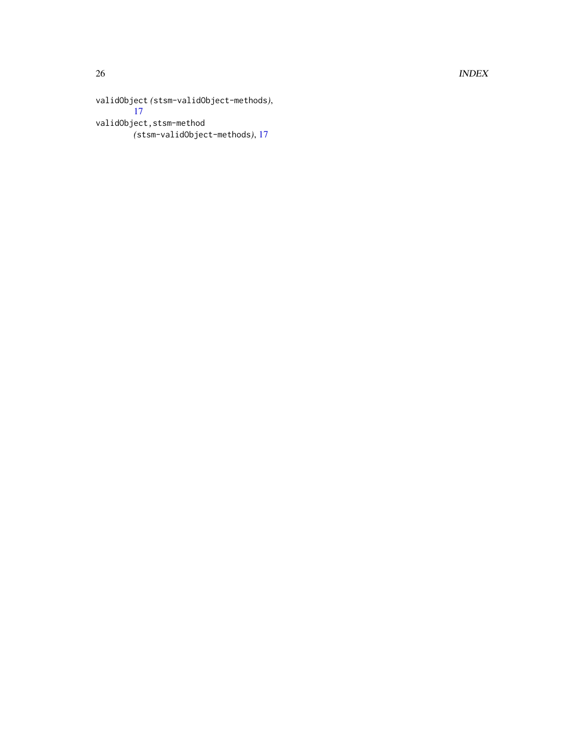validObject (stsm-validObject-methods), 17
validObject,stsm-method (stsm-validObject-methods), 17